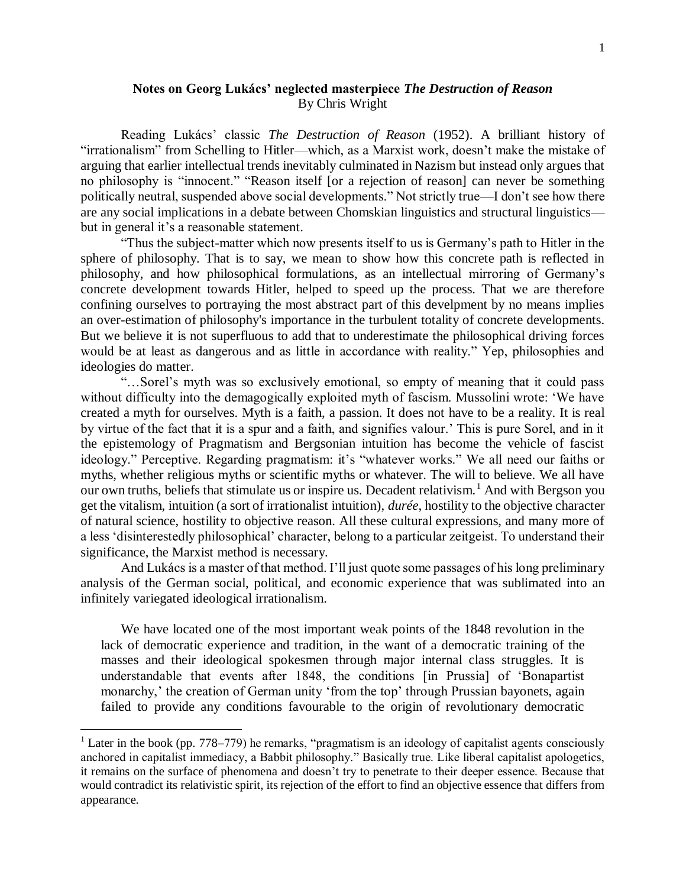**Notes on Georg Lukács' neglected masterpiece *The Destruction of Reason***
By Chris Wright

Reading Lukács' classic *The Destruction of Reason* (1952). A brilliant history of "irrationalism" from Schelling to Hitler—which, as a Marxist work, doesn't make the mistake of arguing that earlier intellectual trends inevitably culminated in Nazism but instead only argues that no philosophy is "innocent." "Reason itself [or a rejection of reason] can never be something politically neutral, suspended above social developments." Not strictly true—I don't see how there are any social implications in a debate between Chomskian linguistics and structural linguistics—but in general it's a reasonable statement.

"Thus the subject-matter which now presents itself to us is Germany's path to Hitler in the sphere of philosophy. That is to say, we mean to show how this concrete path is reflected in philosophy, and how philosophical formulations, as an intellectual mirroring of Germany's concrete development towards Hitler, helped to speed up the process. That we are therefore confining ourselves to portraying the most abstract part of this develpment by no means implies an over-estimation of philosophy's importance in the turbulent totality of concrete developments. But we believe it is not superfluous to add that to underestimate the philosophical driving forces would be at least as dangerous and as little in accordance with reality." Yep, philosophies and ideologies do matter.

"…Sorel's myth was so exclusively emotional, so empty of meaning that it could pass without difficulty into the demagogically exploited myth of fascism. Mussolini wrote: 'We have created a myth for ourselves. Myth is a faith, a passion. It does not have to be a reality. It is real by virtue of the fact that it is a spur and a faith, and signifies valour.' This is pure Sorel, and in it the epistemology of Pragmatism and Bergsonian intuition has become the vehicle of fascist ideology." Perceptive. Regarding pragmatism: it's "whatever works." We all need our faiths or myths, whether religious myths or scientific myths or whatever. The will to believe. We all have our own truths, beliefs that stimulate us or inspire us. Decadent relativism.[1] And with Bergson you get the vitalism, intuition (a sort of irrationalist intuition), *durée*, hostility to the objective character of natural science, hostility to objective reason. All these cultural expressions, and many more of a less 'disinterestedly philosophical' character, belong to a particular zeitgeist. To understand their significance, the Marxist method is necessary.

And Lukács is a master of that method. I'll just quote some passages of his long preliminary analysis of the German social, political, and economic experience that was sublimated into an infinitely variegated ideological irrationalism.

> We have located one of the most important weak points of the 1848 revolution in the lack of democratic experience and tradition, in the want of a democratic training of the masses and their ideological spokesmen through major internal class struggles. It is understandable that events after 1848, the conditions [in Prussia] of 'Bonapartist monarchy,' the creation of German unity 'from the top' through Prussian bayonets, again failed to provide any conditions favourable to the origin of revolutionary democratic

[1] Later in the book (pp. 778–779) he remarks, "pragmatism is an ideology of capitalist agents consciously anchored in capitalist immediacy, a Babbit philosophy." Basically true. Like liberal capitalist apologetics, it remains on the surface of phenomena and doesn't try to penetrate to their deeper essence. Because that would contradict its relativistic spirit, its rejection of the effort to find an objective essence that differs from appearance.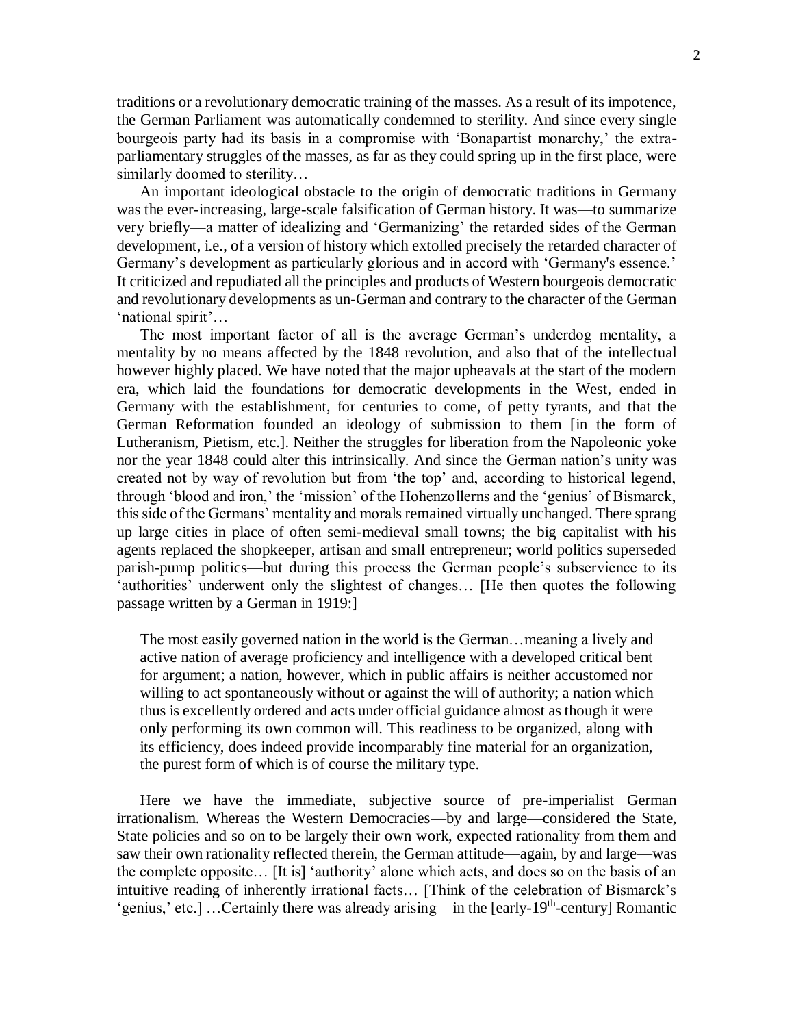traditions or a revolutionary democratic training of the masses. As a result of its impotence, the German Parliament was automatically condemned to sterility. And since every single bourgeois party had its basis in a compromise with 'Bonapartist monarchy,' the extra-parliamentary struggles of the masses, as far as they could spring up in the first place, were similarly doomed to sterility…

An important ideological obstacle to the origin of democratic traditions in Germany was the ever-increasing, large-scale falsification of German history. It was—to summarize very briefly—a matter of idealizing and 'Germanizing' the retarded sides of the German development, i.e., of a version of history which extolled precisely the retarded character of Germany's development as particularly glorious and in accord with 'Germany's essence.' It criticized and repudiated all the principles and products of Western bourgeois democratic and revolutionary developments as un-German and contrary to the character of the German 'national spirit'…

The most important factor of all is the average German's underdog mentality, a mentality by no means affected by the 1848 revolution, and also that of the intellectual however highly placed. We have noted that the major upheavals at the start of the modern era, which laid the foundations for democratic developments in the West, ended in Germany with the establishment, for centuries to come, of petty tyrants, and that the German Reformation founded an ideology of submission to them [in the form of Lutheranism, Pietism, etc.]. Neither the struggles for liberation from the Napoleonic yoke nor the year 1848 could alter this intrinsically. And since the German nation's unity was created not by way of revolution but from 'the top' and, according to historical legend, through 'blood and iron,' the 'mission' of the Hohenzollerns and the 'genius' of Bismarck, this side of the Germans' mentality and morals remained virtually unchanged. There sprang up large cities in place of often semi-medieval small towns; the big capitalist with his agents replaced the shopkeeper, artisan and small entrepreneur; world politics superseded parish-pump politics—but during this process the German people's subservience to its 'authorities' underwent only the slightest of changes… [He then quotes the following passage written by a German in 1919:]

> The most easily governed nation in the world is the German…meaning a lively and active nation of average proficiency and intelligence with a developed critical bent for argument; a nation, however, which in public affairs is neither accustomed nor willing to act spontaneously without or against the will of authority; a nation which thus is excellently ordered and acts under official guidance almost as though it were only performing its own common will. This readiness to be organized, along with its efficiency, does indeed provide incomparably fine material for an organization, the purest form of which is of course the military type.

Here we have the immediate, subjective source of pre-imperialist German irrationalism. Whereas the Western Democracies—by and large—considered the State, State policies and so on to be largely their own work, expected rationality from them and saw their own rationality reflected therein, the German attitude—again, by and large—was the complete opposite… [It is] 'authority' alone which acts, and does so on the basis of an intuitive reading of inherently irrational facts… [Think of the celebration of Bismarck's 'genius,' etc.] …Certainly there was already arising—in the [early-19th-century] Romantic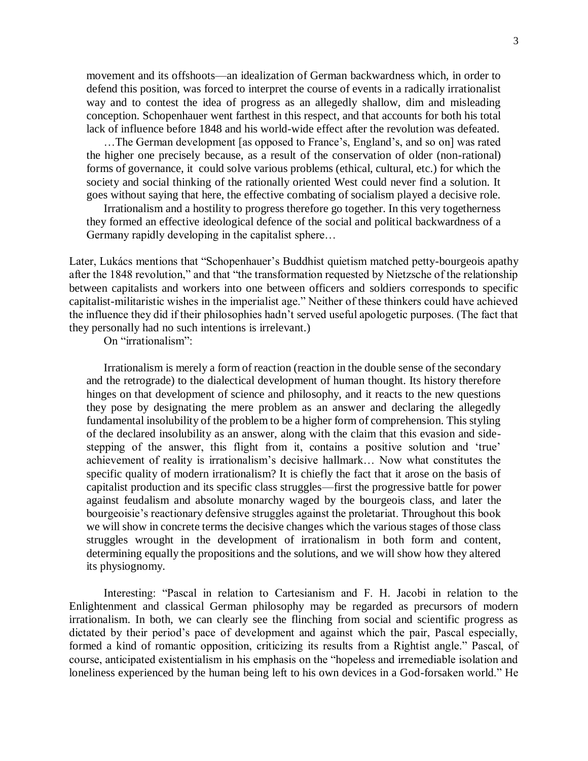> movement and its offshoots—an idealization of German backwardness which, in order to defend this position, was forced to interpret the course of events in a radically irrationalist way and to contest the idea of progress as an allegedly shallow, dim and misleading conception. Schopenhauer went farthest in this respect, and that accounts for both his total lack of influence before 1848 and his world-wide effect after the revolution was defeated.
>
> …The German development [as opposed to France's, England's, and so on] was rated the higher one precisely because, as a result of the conservation of older (non-rational) forms of governance, it could solve various problems (ethical, cultural, etc.) for which the society and social thinking of the rationally oriented West could never find a solution. It goes without saying that here, the effective combating of socialism played a decisive role.
>
> Irrationalism and a hostility to progress therefore go together. In this very togetherness they formed an effective ideological defence of the social and political backwardness of a Germany rapidly developing in the capitalist sphere…

Later, Lukács mentions that "Schopenhauer's Buddhist quietism matched petty-bourgeois apathy after the 1848 revolution," and that "the transformation requested by Nietzsche of the relationship between capitalists and workers into one between officers and soldiers corresponds to specific capitalist-militaristic wishes in the imperialist age." Neither of these thinkers could have achieved the influence they did if their philosophies hadn't served useful apologetic purposes. (The fact that they personally had no such intentions is irrelevant.)

On "irrationalism":

> Irrationalism is merely a form of reaction (reaction in the double sense of the secondary and the retrograde) to the dialectical development of human thought. Its history therefore hinges on that development of science and philosophy, and it reacts to the new questions they pose by designating the mere problem as an answer and declaring the allegedly fundamental insolubility of the problem to be a higher form of comprehension. This styling of the declared insolubility as an answer, along with the claim that this evasion and side-stepping of the answer, this flight from it, contains a positive solution and 'true' achievement of reality is irrationalism's decisive hallmark… Now what constitutes the specific quality of modern irrationalism? It is chiefly the fact that it arose on the basis of capitalist production and its specific class struggles—first the progressive battle for power against feudalism and absolute monarchy waged by the bourgeois class, and later the bourgeoisie's reactionary defensive struggles against the proletariat. Throughout this book we will show in concrete terms the decisive changes which the various stages of those class struggles wrought in the development of irrationalism in both form and content, determining equally the propositions and the solutions, and we will show how they altered its physiognomy.

Interesting: "Pascal in relation to Cartesianism and F. H. Jacobi in relation to the Enlightenment and classical German philosophy may be regarded as precursors of modern irrationalism. In both, we can clearly see the flinching from social and scientific progress as dictated by their period's pace of development and against which the pair, Pascal especially, formed a kind of romantic opposition, criticizing its results from a Rightist angle." Pascal, of course, anticipated existentialism in his emphasis on the "hopeless and irremediable isolation and loneliness experienced by the human being left to his own devices in a God-forsaken world." He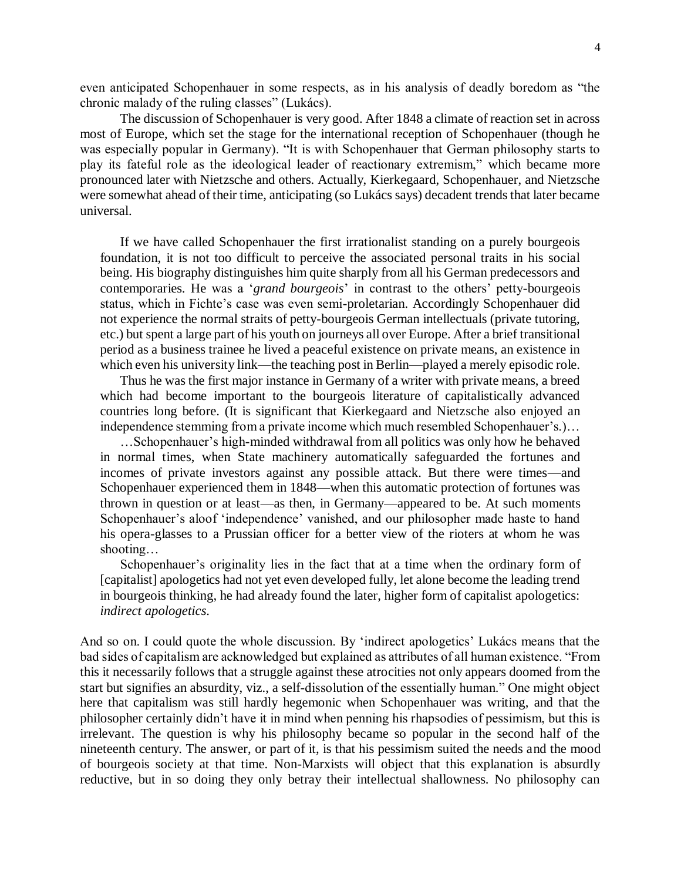even anticipated Schopenhauer in some respects, as in his analysis of deadly boredom as "the chronic malady of the ruling classes" (Lukács).

The discussion of Schopenhauer is very good. After 1848 a climate of reaction set in across most of Europe, which set the stage for the international reception of Schopenhauer (though he was especially popular in Germany). "It is with Schopenhauer that German philosophy starts to play its fateful role as the ideological leader of reactionary extremism," which became more pronounced later with Nietzsche and others. Actually, Kierkegaard, Schopenhauer, and Nietzsche were somewhat ahead of their time, anticipating (so Lukács says) decadent trends that later became universal.

> If we have called Schopenhauer the first irrationalist standing on a purely bourgeois foundation, it is not too difficult to perceive the associated personal traits in his social being. His biography distinguishes him quite sharply from all his German predecessors and contemporaries. He was a '*grand bourgeois*' in contrast to the others' petty-bourgeois status, which in Fichte's case was even semi-proletarian. Accordingly Schopenhauer did not experience the normal straits of petty-bourgeois German intellectuals (private tutoring, etc.) but spent a large part of his youth on journeys all over Europe. After a brief transitional period as a business trainee he lived a peaceful existence on private means, an existence in which even his university link—the teaching post in Berlin—played a merely episodic role.
>
> Thus he was the first major instance in Germany of a writer with private means, a breed which had become important to the bourgeois literature of capitalistically advanced countries long before. (It is significant that Kierkegaard and Nietzsche also enjoyed an independence stemming from a private income which much resembled Schopenhauer's.)…
>
> …Schopenhauer's high-minded withdrawal from all politics was only how he behaved in normal times, when State machinery automatically safeguarded the fortunes and incomes of private investors against any possible attack. But there were times—and Schopenhauer experienced them in 1848—when this automatic protection of fortunes was thrown in question or at least—as then, in Germany—appeared to be. At such moments Schopenhauer's aloof 'independence' vanished, and our philosopher made haste to hand his opera-glasses to a Prussian officer for a better view of the rioters at whom he was shooting…
>
> Schopenhauer's originality lies in the fact that at a time when the ordinary form of [capitalist] apologetics had not yet even developed fully, let alone become the leading trend in bourgeois thinking, he had already found the later, higher form of capitalist apologetics: *indirect apologetics.*

And so on. I could quote the whole discussion. By 'indirect apologetics' Lukács means that the bad sides of capitalism are acknowledged but explained as attributes of all human existence. "From this it necessarily follows that a struggle against these atrocities not only appears doomed from the start but signifies an absurdity, viz., a self-dissolution of the essentially human." One might object here that capitalism was still hardly hegemonic when Schopenhauer was writing, and that the philosopher certainly didn't have it in mind when penning his rhapsodies of pessimism, but this is irrelevant. The question is why his philosophy became so popular in the second half of the nineteenth century. The answer, or part of it, is that his pessimism suited the needs and the mood of bourgeois society at that time. Non-Marxists will object that this explanation is absurdly reductive, but in so doing they only betray their intellectual shallowness. No philosophy can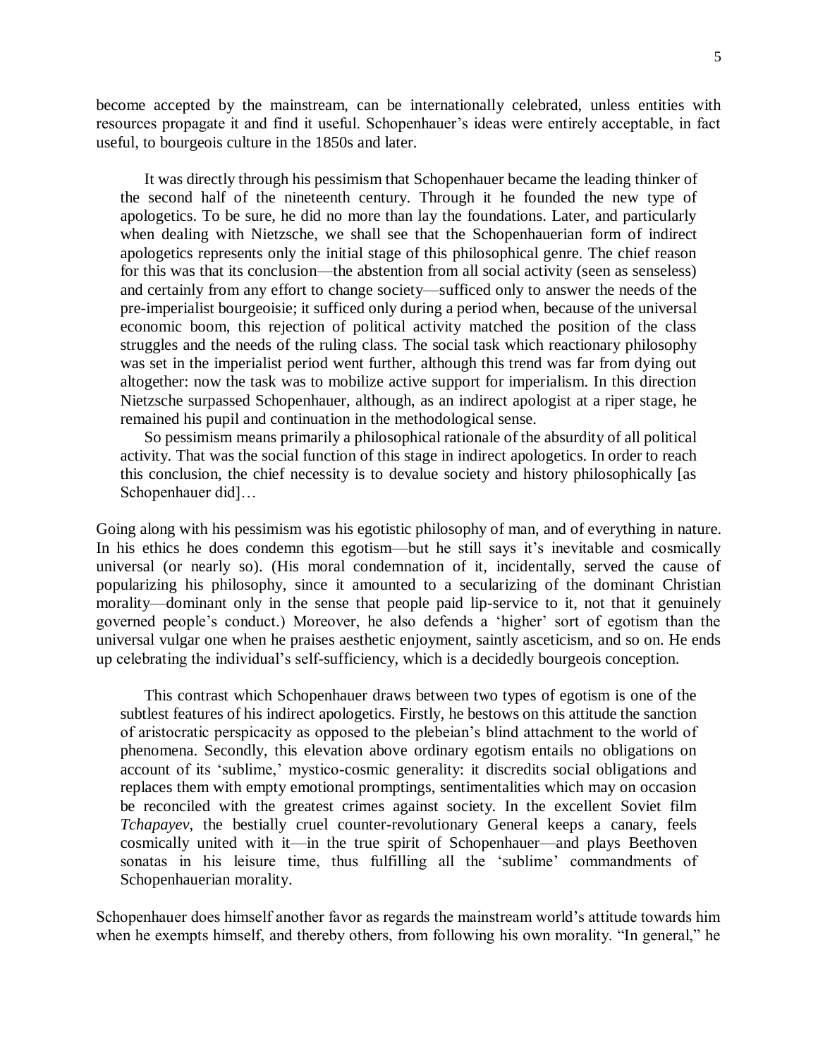become accepted by the mainstream, can be internationally celebrated, unless entities with resources propagate it and find it useful. Schopenhauer's ideas were entirely acceptable, in fact useful, to bourgeois culture in the 1850s and later.

> It was directly through his pessimism that Schopenhauer became the leading thinker of the second half of the nineteenth century. Through it he founded the new type of apologetics. To be sure, he did no more than lay the foundations. Later, and particularly when dealing with Nietzsche, we shall see that the Schopenhauerian form of indirect apologetics represents only the initial stage of this philosophical genre. The chief reason for this was that its conclusion—the abstention from all social activity (seen as senseless) and certainly from any effort to change society—sufficed only to answer the needs of the pre-imperialist bourgeoisie; it sufficed only during a period when, because of the universal economic boom, this rejection of political activity matched the position of the class struggles and the needs of the ruling class. The social task which reactionary philosophy was set in the imperialist period went further, although this trend was far from dying out altogether: now the task was to mobilize active support for imperialism. In this direction Nietzsche surpassed Schopenhauer, although, as an indirect apologist at a riper stage, he remained his pupil and continuation in the methodological sense.
>
> So pessimism means primarily a philosophical rationale of the absurdity of all political activity. That was the social function of this stage in indirect apologetics. In order to reach this conclusion, the chief necessity is to devalue society and history philosophically [as Schopenhauer did]…

Going along with his pessimism was his egotistic philosophy of man, and of everything in nature. In his ethics he does condemn this egotism—but he still says it's inevitable and cosmically universal (or nearly so). (His moral condemnation of it, incidentally, served the cause of popularizing his philosophy, since it amounted to a secularizing of the dominant Christian morality—dominant only in the sense that people paid lip-service to it, not that it genuinely governed people's conduct.) Moreover, he also defends a 'higher' sort of egotism than the universal vulgar one when he praises aesthetic enjoyment, saintly asceticism, and so on. He ends up celebrating the individual's self-sufficiency, which is a decidedly bourgeois conception.

> This contrast which Schopenhauer draws between two types of egotism is one of the subtlest features of his indirect apologetics. Firstly, he bestows on this attitude the sanction of aristocratic perspicacity as opposed to the plebeian's blind attachment to the world of phenomena. Secondly, this elevation above ordinary egotism entails no obligations on account of its 'sublime,' mystico-cosmic generality: it discredits social obligations and replaces them with empty emotional promptings, sentimentalities which may on occasion be reconciled with the greatest crimes against society. In the excellent Soviet film *Tchapayev*, the bestially cruel counter-revolutionary General keeps a canary, feels cosmically united with it—in the true spirit of Schopenhauer—and plays Beethoven sonatas in his leisure time, thus fulfilling all the 'sublime' commandments of Schopenhauerian morality.

Schopenhauer does himself another favor as regards the mainstream world's attitude towards him when he exempts himself, and thereby others, from following his own morality. "In general," he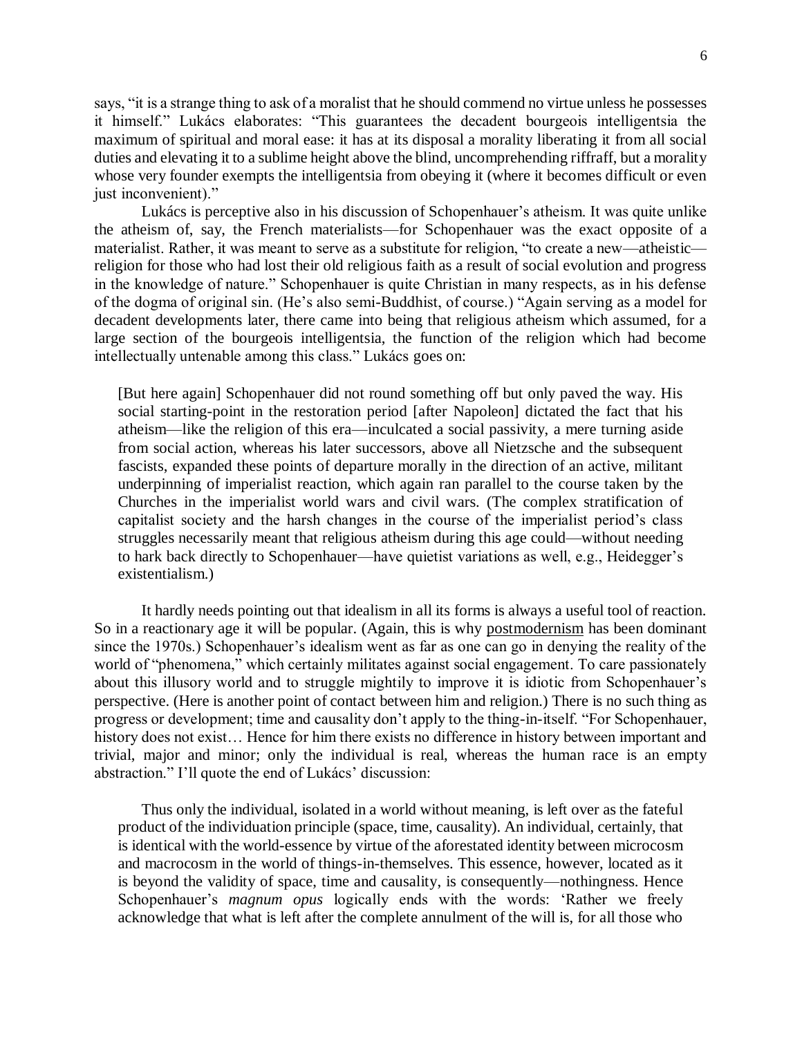says, "it is a strange thing to ask of a moralist that he should commend no virtue unless he possesses it himself." Lukács elaborates: "This guarantees the decadent bourgeois intelligentsia the maximum of spiritual and moral ease: it has at its disposal a morality liberating it from all social duties and elevating it to a sublime height above the blind, uncomprehending riffraff, but a morality whose very founder exempts the intelligentsia from obeying it (where it becomes difficult or even just inconvenient)."

Lukács is perceptive also in his discussion of Schopenhauer's atheism. It was quite unlike the atheism of, say, the French materialists—for Schopenhauer was the exact opposite of a materialist. Rather, it was meant to serve as a substitute for religion, "to create a new—atheistic—religion for those who had lost their old religious faith as a result of social evolution and progress in the knowledge of nature." Schopenhauer is quite Christian in many respects, as in his defense of the dogma of original sin. (He's also semi-Buddhist, of course.) "Again serving as a model for decadent developments later, there came into being that religious atheism which assumed, for a large section of the bourgeois intelligentsia, the function of the religion which had become intellectually untenable among this class." Lukács goes on:

> [But here again] Schopenhauer did not round something off but only paved the way. His social starting-point in the restoration period [after Napoleon] dictated the fact that his atheism—like the religion of this era—inculcated a social passivity, a mere turning aside from social action, whereas his later successors, above all Nietzsche and the subsequent fascists, expanded these points of departure morally in the direction of an active, militant underpinning of imperialist reaction, which again ran parallel to the course taken by the Churches in the imperialist world wars and civil wars. (The complex stratification of capitalist society and the harsh changes in the course of the imperialist period's class struggles necessarily meant that religious atheism during this age could—without needing to hark back directly to Schopenhauer—have quietist variations as well, e.g., Heidegger's existentialism.)

It hardly needs pointing out that idealism in all its forms is always a useful tool of reaction. So in a reactionary age it will be popular. (Again, this is why postmodernism has been dominant since the 1970s.) Schopenhauer's idealism went as far as one can go in denying the reality of the world of "phenomena," which certainly militates against social engagement. To care passionately about this illusory world and to struggle mightily to improve it is idiotic from Schopenhauer's perspective. (Here is another point of contact between him and religion.) There is no such thing as progress or development; time and causality don't apply to the thing-in-itself. "For Schopenhauer, history does not exist… Hence for him there exists no difference in history between important and trivial, major and minor; only the individual is real, whereas the human race is an empty abstraction." I'll quote the end of Lukács' discussion:

> Thus only the individual, isolated in a world without meaning, is left over as the fateful product of the individuation principle (space, time, causality). An individual, certainly, that is identical with the world-essence by virtue of the aforestated identity between microcosm and macrocosm in the world of things-in-themselves. This essence, however, located as it is beyond the validity of space, time and causality, is consequently—nothingness. Hence Schopenhauer's *magnum opus* logically ends with the words: 'Rather we freely acknowledge that what is left after the complete annulment of the will is, for all those who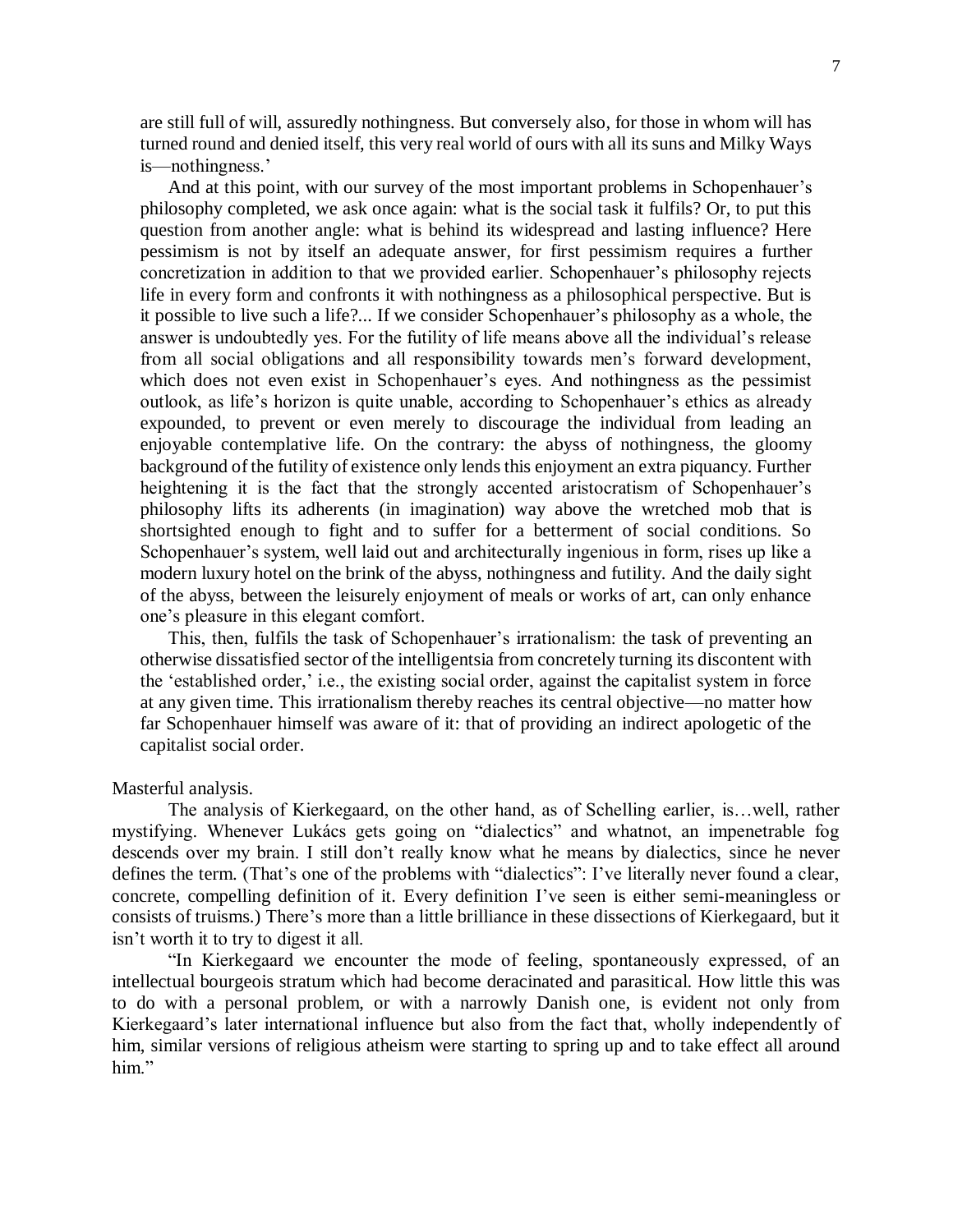> are still full of will, assuredly nothingness. But conversely also, for those in whom will has turned round and denied itself, this very real world of ours with all its suns and Milky Ways is—nothingness.'
>
> And at this point, with our survey of the most important problems in Schopenhauer's philosophy completed, we ask once again: what is the social task it fulfils? Or, to put this question from another angle: what is behind its widespread and lasting influence? Here pessimism is not by itself an adequate answer, for first pessimism requires a further concretization in addition to that we provided earlier. Schopenhauer's philosophy rejects life in every form and confronts it with nothingness as a philosophical perspective. But is it possible to live such a life?... If we consider Schopenhauer's philosophy as a whole, the answer is undoubtedly yes. For the futility of life means above all the individual's release from all social obligations and all responsibility towards men's forward development, which does not even exist in Schopenhauer's eyes. And nothingness as the pessimist outlook, as life's horizon is quite unable, according to Schopenhauer's ethics as already expounded, to prevent or even merely to discourage the individual from leading an enjoyable contemplative life. On the contrary: the abyss of nothingness, the gloomy background of the futility of existence only lends this enjoyment an extra piquancy. Further heightening it is the fact that the strongly accented aristocratism of Schopenhauer's philosophy lifts its adherents (in imagination) way above the wretched mob that is shortsighted enough to fight and to suffer for a betterment of social conditions. So Schopenhauer's system, well laid out and architecturally ingenious in form, rises up like a modern luxury hotel on the brink of the abyss, nothingness and futility. And the daily sight of the abyss, between the leisurely enjoyment of meals or works of art, can only enhance one's pleasure in this elegant comfort.
>
> This, then, fulfils the task of Schopenhauer's irrationalism: the task of preventing an otherwise dissatisfied sector of the intelligentsia from concretely turning its discontent with the 'established order,' i.e., the existing social order, against the capitalist system in force at any given time. This irrationalism thereby reaches its central objective—no matter how far Schopenhauer himself was aware of it: that of providing an indirect apologetic of the capitalist social order.

Masterful analysis.

The analysis of Kierkegaard, on the other hand, as of Schelling earlier, is…well, rather mystifying. Whenever Lukács gets going on "dialectics" and whatnot, an impenetrable fog descends over my brain. I still don't really know what he means by dialectics, since he never defines the term. (That's one of the problems with "dialectics": I've literally never found a clear, concrete, compelling definition of it. Every definition I've seen is either semi-meaningless or consists of truisms.) There's more than a little brilliance in these dissections of Kierkegaard, but it isn't worth it to try to digest it all.

"In Kierkegaard we encounter the mode of feeling, spontaneously expressed, of an intellectual bourgeois stratum which had become deracinated and parasitical. How little this was to do with a personal problem, or with a narrowly Danish one, is evident not only from Kierkegaard's later international influence but also from the fact that, wholly independently of him, similar versions of religious atheism were starting to spring up and to take effect all around him."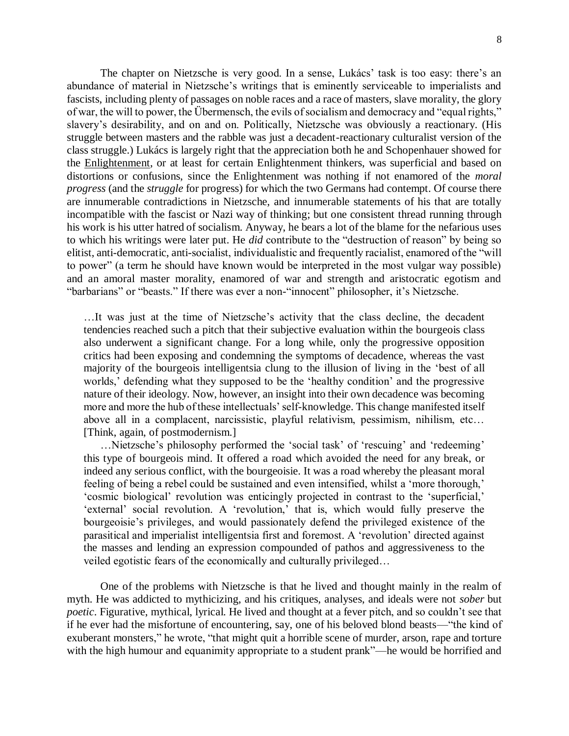The chapter on Nietzsche is very good. In a sense, Lukács' task is too easy: there's an abundance of material in Nietzsche's writings that is eminently serviceable to imperialists and fascists, including plenty of passages on noble races and a race of masters, slave morality, the glory of war, the will to power, the Übermensch, the evils of socialism and democracy and "equal rights," slavery's desirability, and on and on. Politically, Nietzsche was obviously a reactionary. (His struggle between masters and the rabble was just a decadent-reactionary culturalist version of the class struggle.) Lukács is largely right that the appreciation both he and Schopenhauer showed for the Enlightenment, or at least for certain Enlightenment thinkers, was superficial and based on distortions or confusions, since the Enlightenment was nothing if not enamored of the *moral progress* (and the *struggle* for progress) for which the two Germans had contempt. Of course there are innumerable contradictions in Nietzsche, and innumerable statements of his that are totally incompatible with the fascist or Nazi way of thinking; but one consistent thread running through his work is his utter hatred of socialism. Anyway, he bears a lot of the blame for the nefarious uses to which his writings were later put. He *did* contribute to the "destruction of reason" by being so elitist, anti-democratic, anti-socialist, individualistic and frequently racialist, enamored of the "will to power" (a term he should have known would be interpreted in the most vulgar way possible) and an amoral master morality, enamored of war and strength and aristocratic egotism and "barbarians" or "beasts." If there was ever a non-"innocent" philosopher, it's Nietzsche.

> …It was just at the time of Nietzsche's activity that the class decline, the decadent tendencies reached such a pitch that their subjective evaluation within the bourgeois class also underwent a significant change. For a long while, only the progressive opposition critics had been exposing and condemning the symptoms of decadence, whereas the vast majority of the bourgeois intelligentsia clung to the illusion of living in the 'best of all worlds,' defending what they supposed to be the 'healthy condition' and the progressive nature of their ideology. Now, however, an insight into their own decadence was becoming more and more the hub of these intellectuals' self-knowledge. This change manifested itself above all in a complacent, narcissistic, playful relativism, pessimism, nihilism, etc… [Think, again, of postmodernism.]
>
> …Nietzsche's philosophy performed the 'social task' of 'rescuing' and 'redeeming' this type of bourgeois mind. It offered a road which avoided the need for any break, or indeed any serious conflict, with the bourgeoisie. It was a road whereby the pleasant moral feeling of being a rebel could be sustained and even intensified, whilst a 'more thorough,' 'cosmic biological' revolution was enticingly projected in contrast to the 'superficial,' 'external' social revolution. A 'revolution,' that is, which would fully preserve the bourgeoisie's privileges, and would passionately defend the privileged existence of the parasitical and imperialist intelligentsia first and foremost. A 'revolution' directed against the masses and lending an expression compounded of pathos and aggressiveness to the veiled egotistic fears of the economically and culturally privileged…

One of the problems with Nietzsche is that he lived and thought mainly in the realm of myth. He was addicted to mythicizing, and his critiques, analyses, and ideals were not *sober* but *poetic*. Figurative, mythical, lyrical. He lived and thought at a fever pitch, and so couldn't see that if he ever had the misfortune of encountering, say, one of his beloved blond beasts—"the kind of exuberant monsters," he wrote, "that might quit a horrible scene of murder, arson, rape and torture with the high humour and equanimity appropriate to a student prank"—he would be horrified and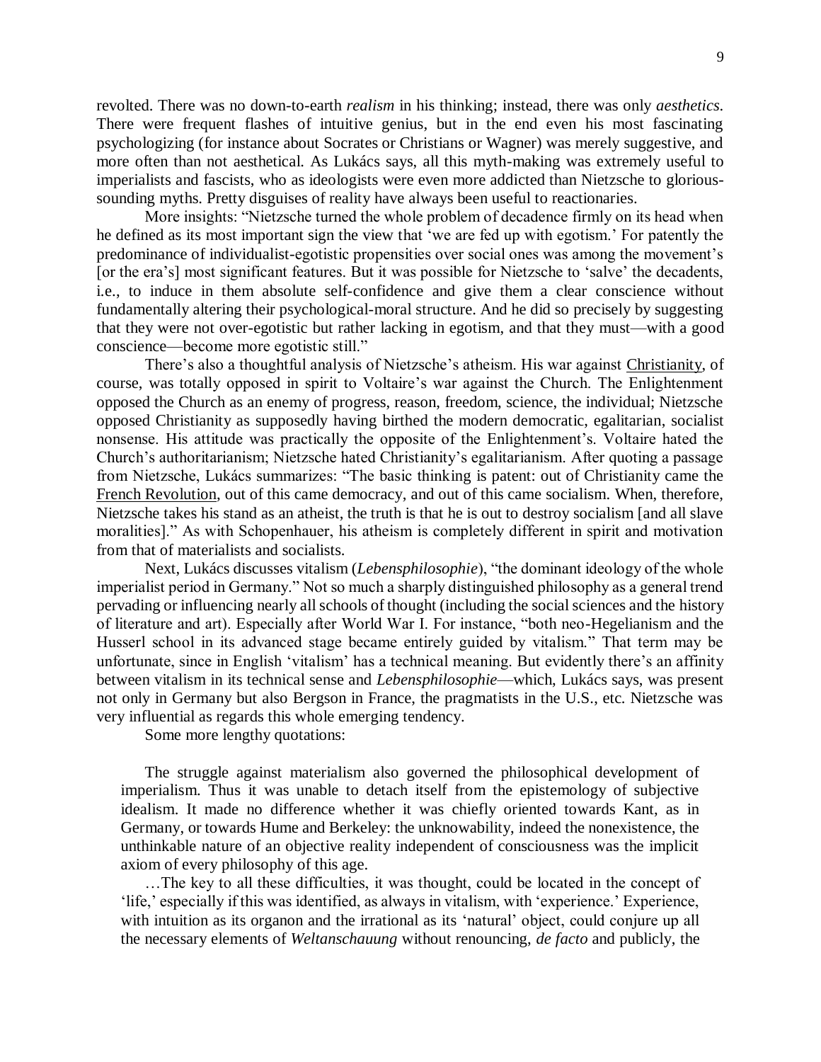revolted. There was no down-to-earth *realism* in his thinking; instead, there was only *aesthetics*. There were frequent flashes of intuitive genius, but in the end even his most fascinating psychologizing (for instance about Socrates or Christians or Wagner) was merely suggestive, and more often than not aesthetical. As Lukács says, all this myth-making was extremely useful to imperialists and fascists, who as ideologists were even more addicted than Nietzsche to glorious-sounding myths. Pretty disguises of reality have always been useful to reactionaries.

More insights: "Nietzsche turned the whole problem of decadence firmly on its head when he defined as its most important sign the view that 'we are fed up with egotism.' For patently the predominance of individualist-egotistic propensities over social ones was among the movement's [or the era's] most significant features. But it was possible for Nietzsche to 'salve' the decadents, i.e., to induce in them absolute self-confidence and give them a clear conscience without fundamentally altering their psychological-moral structure. And he did so precisely by suggesting that they were not over-egotistic but rather lacking in egotism, and that they must—with a good conscience—become more egotistic still."

There's also a thoughtful analysis of Nietzsche's atheism. His war against Christianity, of course, was totally opposed in spirit to Voltaire's war against the Church. The Enlightenment opposed the Church as an enemy of progress, reason, freedom, science, the individual; Nietzsche opposed Christianity as supposedly having birthed the modern democratic, egalitarian, socialist nonsense. His attitude was practically the opposite of the Enlightenment's. Voltaire hated the Church's authoritarianism; Nietzsche hated Christianity's egalitarianism. After quoting a passage from Nietzsche, Lukács summarizes: "The basic thinking is patent: out of Christianity came the French Revolution, out of this came democracy, and out of this came socialism. When, therefore, Nietzsche takes his stand as an atheist, the truth is that he is out to destroy socialism [and all slave moralities]." As with Schopenhauer, his atheism is completely different in spirit and motivation from that of materialists and socialists.

Next, Lukács discusses vitalism (*Lebensphilosophie*), "the dominant ideology of the whole imperialist period in Germany." Not so much a sharply distinguished philosophy as a general trend pervading or influencing nearly all schools of thought (including the social sciences and the history of literature and art). Especially after World War I. For instance, "both neo-Hegelianism and the Husserl school in its advanced stage became entirely guided by vitalism." That term may be unfortunate, since in English 'vitalism' has a technical meaning. But evidently there's an affinity between vitalism in its technical sense and *Lebensphilosophie*—which, Lukács says, was present not only in Germany but also Bergson in France, the pragmatists in the U.S., etc. Nietzsche was very influential as regards this whole emerging tendency.

Some more lengthy quotations:

> The struggle against materialism also governed the philosophical development of imperialism. Thus it was unable to detach itself from the epistemology of subjective idealism. It made no difference whether it was chiefly oriented towards Kant, as in Germany, or towards Hume and Berkeley: the unknowability, indeed the nonexistence, the unthinkable nature of an objective reality independent of consciousness was the implicit axiom of every philosophy of this age.
>
> …The key to all these difficulties, it was thought, could be located in the concept of 'life,' especially if this was identified, as always in vitalism, with 'experience.' Experience, with intuition as its organon and the irrational as its 'natural' object, could conjure up all the necessary elements of *Weltanschauung* without renouncing, *de facto* and publicly, the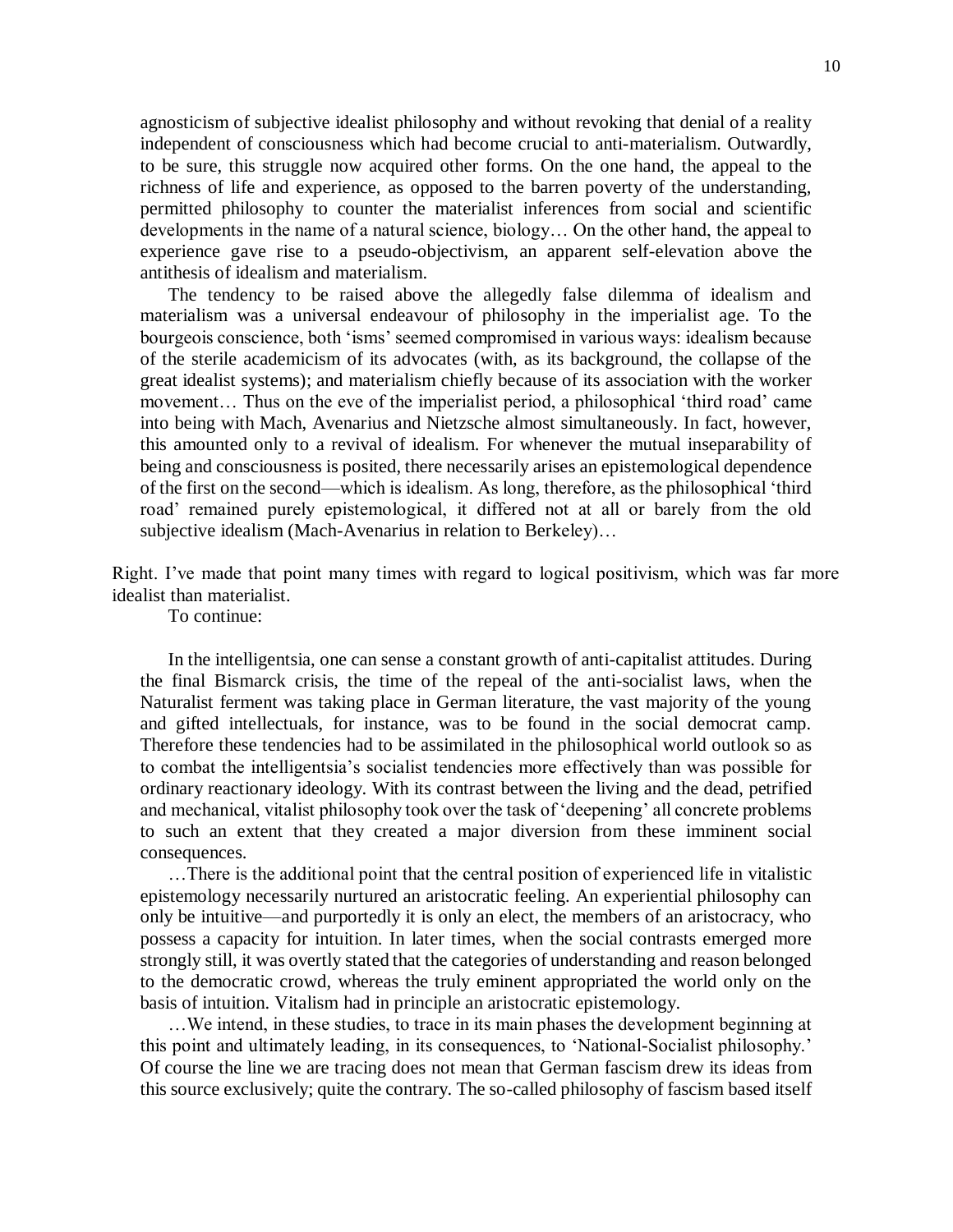> agnosticism of subjective idealist philosophy and without revoking that denial of a reality independent of consciousness which had become crucial to anti-materialism. Outwardly, to be sure, this struggle now acquired other forms. On the one hand, the appeal to the richness of life and experience, as opposed to the barren poverty of the understanding, permitted philosophy to counter the materialist inferences from social and scientific developments in the name of a natural science, biology… On the other hand, the appeal to experience gave rise to a pseudo-objectivism, an apparent self-elevation above the antithesis of idealism and materialism.
>
> The tendency to be raised above the allegedly false dilemma of idealism and materialism was a universal endeavour of philosophy in the imperialist age. To the bourgeois conscience, both 'isms' seemed compromised in various ways: idealism because of the sterile academicism of its advocates (with, as its background, the collapse of the great idealist systems); and materialism chiefly because of its association with the worker movement… Thus on the eve of the imperialist period, a philosophical 'third road' came into being with Mach, Avenarius and Nietzsche almost simultaneously. In fact, however, this amounted only to a revival of idealism. For whenever the mutual inseparability of being and consciousness is posited, there necessarily arises an epistemological dependence of the first on the second—which is idealism. As long, therefore, as the philosophical 'third road' remained purely epistemological, it differed not at all or barely from the old subjective idealism (Mach-Avenarius in relation to Berkeley)…

Right. I've made that point many times with regard to logical positivism, which was far more idealist than materialist.

To continue:

> In the intelligentsia, one can sense a constant growth of anti-capitalist attitudes. During the final Bismarck crisis, the time of the repeal of the anti-socialist laws, when the Naturalist ferment was taking place in German literature, the vast majority of the young and gifted intellectuals, for instance, was to be found in the social democrat camp. Therefore these tendencies had to be assimilated in the philosophical world outlook so as to combat the intelligentsia's socialist tendencies more effectively than was possible for ordinary reactionary ideology. With its contrast between the living and the dead, petrified and mechanical, vitalist philosophy took over the task of 'deepening' all concrete problems to such an extent that they created a major diversion from these imminent social consequences.
>
> …There is the additional point that the central position of experienced life in vitalistic epistemology necessarily nurtured an aristocratic feeling. An experiential philosophy can only be intuitive—and purportedly it is only an elect, the members of an aristocracy, who possess a capacity for intuition. In later times, when the social contrasts emerged more strongly still, it was overtly stated that the categories of understanding and reason belonged to the democratic crowd, whereas the truly eminent appropriated the world only on the basis of intuition. Vitalism had in principle an aristocratic epistemology.
>
> …We intend, in these studies, to trace in its main phases the development beginning at this point and ultimately leading, in its consequences, to 'National-Socialist philosophy.' Of course the line we are tracing does not mean that German fascism drew its ideas from this source exclusively; quite the contrary. The so-called philosophy of fascism based itself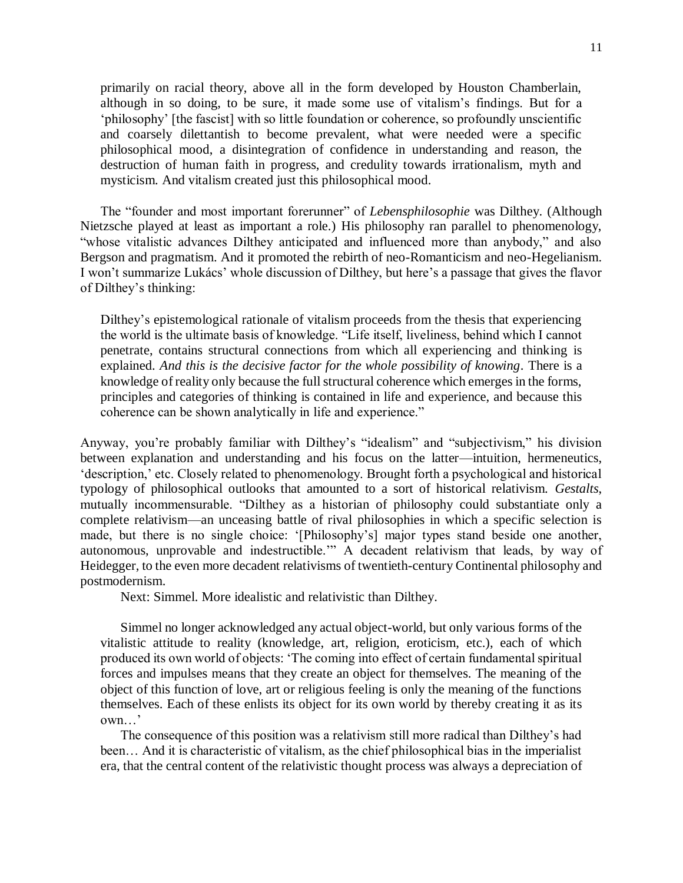> primarily on racial theory, above all in the form developed by Houston Chamberlain, although in so doing, to be sure, it made some use of vitalism's findings. But for a 'philosophy' [the fascist] with so little foundation or coherence, so profoundly unscientific and coarsely dilettantish to become prevalent, what were needed were a specific philosophical mood, a disintegration of confidence in understanding and reason, the destruction of human faith in progress, and credulity towards irrationalism, myth and mysticism. And vitalism created just this philosophical mood.

The "founder and most important forerunner" of *Lebensphilosophie* was Dilthey. (Although Nietzsche played at least as important a role.) His philosophy ran parallel to phenomenology, "whose vitalistic advances Dilthey anticipated and influenced more than anybody," and also Bergson and pragmatism. And it promoted the rebirth of neo-Romanticism and neo-Hegelianism. I won't summarize Lukács' whole discussion of Dilthey, but here's a passage that gives the flavor of Dilthey's thinking:

> Dilthey's epistemological rationale of vitalism proceeds from the thesis that experiencing the world is the ultimate basis of knowledge. "Life itself, liveliness, behind which I cannot penetrate, contains structural connections from which all experiencing and thinking is explained. *And this is the decisive factor for the whole possibility of knowing*. There is a knowledge of reality only because the full structural coherence which emerges in the forms, principles and categories of thinking is contained in life and experience, and because this coherence can be shown analytically in life and experience."

Anyway, you're probably familiar with Dilthey's "idealism" and "subjectivism," his division between explanation and understanding and his focus on the latter—intuition, hermeneutics, 'description,' etc. Closely related to phenomenology. Brought forth a psychological and historical typology of philosophical outlooks that amounted to a sort of historical relativism. *Gestalts*, mutually incommensurable. "Dilthey as a historian of philosophy could substantiate only a complete relativism—an unceasing battle of rival philosophies in which a specific selection is made, but there is no single choice: '[Philosophy's] major types stand beside one another, autonomous, unprovable and indestructible.'" A decadent relativism that leads, by way of Heidegger, to the even more decadent relativisms of twentieth-century Continental philosophy and postmodernism.

Next: Simmel. More idealistic and relativistic than Dilthey.

> Simmel no longer acknowledged any actual object-world, but only various forms of the vitalistic attitude to reality (knowledge, art, religion, eroticism, etc.), each of which produced its own world of objects: 'The coming into effect of certain fundamental spiritual forces and impulses means that they create an object for themselves. The meaning of the object of this function of love, art or religious feeling is only the meaning of the functions themselves. Each of these enlists its object for its own world by thereby creating it as its own…'
>
> The consequence of this position was a relativism still more radical than Dilthey's had been… And it is characteristic of vitalism, as the chief philosophical bias in the imperialist era, that the central content of the relativistic thought process was always a depreciation of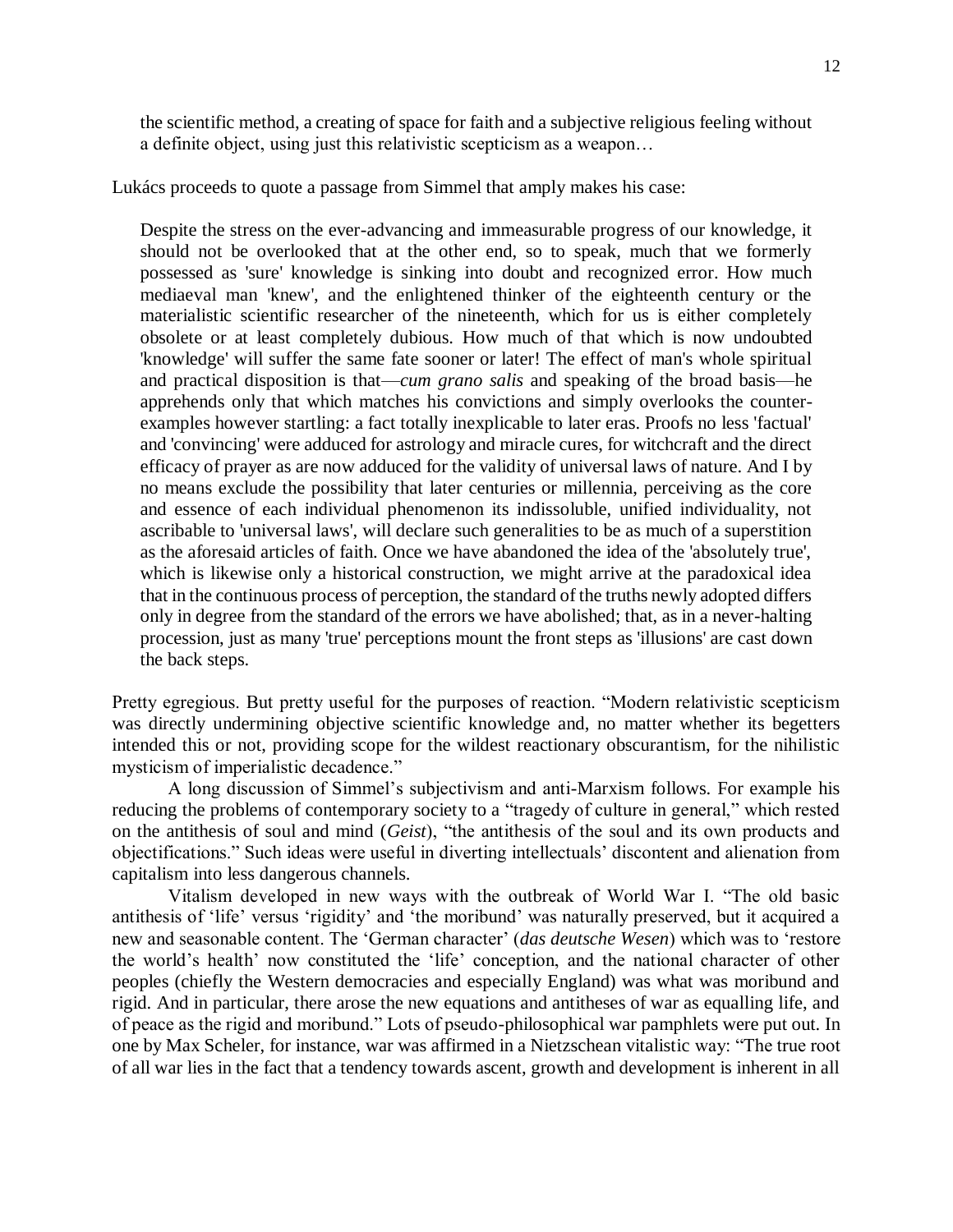> the scientific method, a creating of space for faith and a subjective religious feeling without a definite object, using just this relativistic scepticism as a weapon…

Lukács proceeds to quote a passage from Simmel that amply makes his case:

> Despite the stress on the ever-advancing and immeasurable progress of our knowledge, it should not be overlooked that at the other end, so to speak, much that we formerly possessed as 'sure' knowledge is sinking into doubt and recognized error. How much mediaeval man 'knew', and the enlightened thinker of the eighteenth century or the materialistic scientific researcher of the nineteenth, which for us is either completely obsolete or at least completely dubious. How much of that which is now undoubted 'knowledge' will suffer the same fate sooner or later! The effect of man's whole spiritual and practical disposition is that—*cum grano salis* and speaking of the broad basis—he apprehends only that which matches his convictions and simply overlooks the counter-examples however startling: a fact totally inexplicable to later eras. Proofs no less 'factual' and 'convincing' were adduced for astrology and miracle cures, for witchcraft and the direct efficacy of prayer as are now adduced for the validity of universal laws of nature. And I by no means exclude the possibility that later centuries or millennia, perceiving as the core and essence of each individual phenomenon its indissoluble, unified individuality, not ascribable to 'universal laws', will declare such generalities to be as much of a superstition as the aforesaid articles of faith. Once we have abandoned the idea of the 'absolutely true', which is likewise only a historical construction, we might arrive at the paradoxical idea that in the continuous process of perception, the standard of the truths newly adopted differs only in degree from the standard of the errors we have abolished; that, as in a never-halting procession, just as many 'true' perceptions mount the front steps as 'illusions' are cast down the back steps.

Pretty egregious. But pretty useful for the purposes of reaction. "Modern relativistic scepticism was directly undermining objective scientific knowledge and, no matter whether its begetters intended this or not, providing scope for the wildest reactionary obscurantism, for the nihilistic mysticism of imperialistic decadence."

A long discussion of Simmel's subjectivism and anti-Marxism follows. For example his reducing the problems of contemporary society to a "tragedy of culture in general," which rested on the antithesis of soul and mind (*Geist*), "the antithesis of the soul and its own products and objectifications." Such ideas were useful in diverting intellectuals' discontent and alienation from capitalism into less dangerous channels.

Vitalism developed in new ways with the outbreak of World War I. "The old basic antithesis of 'life' versus 'rigidity' and 'the moribund' was naturally preserved, but it acquired a new and seasonable content. The 'German character' (*das deutsche Wesen*) which was to 'restore the world's health' now constituted the 'life' conception, and the national character of other peoples (chiefly the Western democracies and especially England) was what was moribund and rigid. And in particular, there arose the new equations and antitheses of war as equalling life, and of peace as the rigid and moribund." Lots of pseudo-philosophical war pamphlets were put out. In one by Max Scheler, for instance, war was affirmed in a Nietzschean vitalistic way: "The true root of all war lies in the fact that a tendency towards ascent, growth and development is inherent in all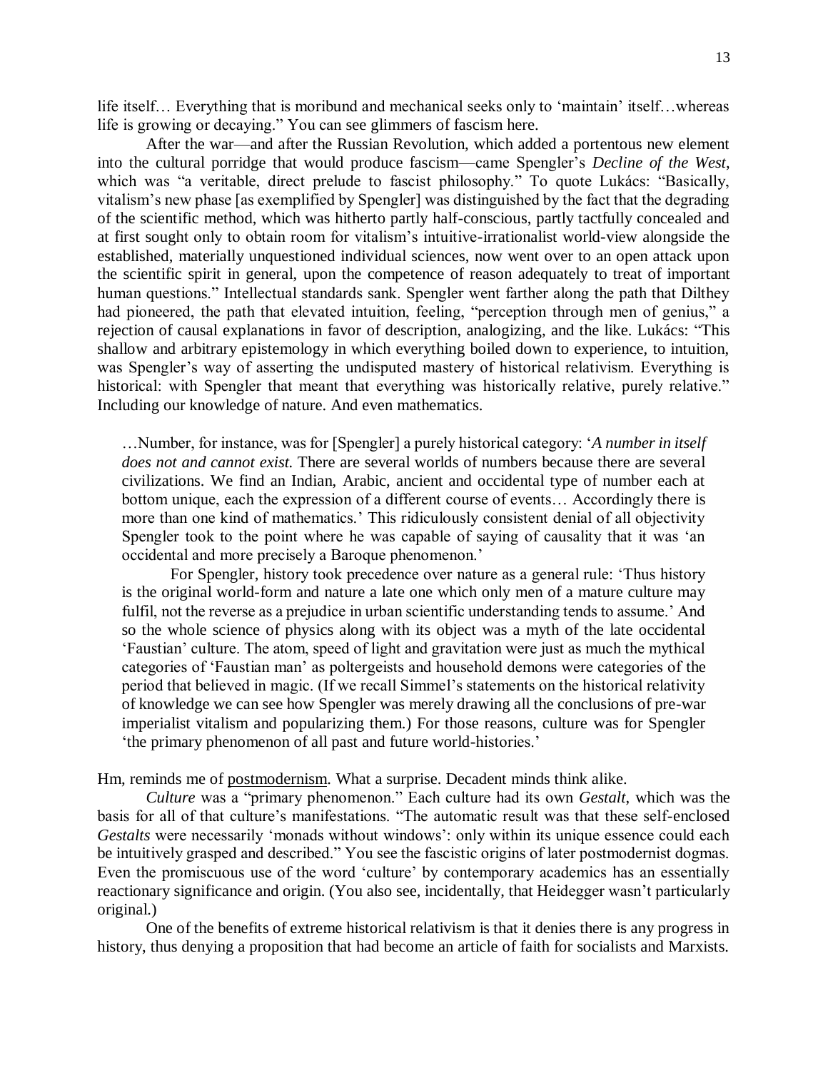life itself… Everything that is moribund and mechanical seeks only to 'maintain' itself…whereas life is growing or decaying." You can see glimmers of fascism here.

After the war—and after the Russian Revolution, which added a portentous new element into the cultural porridge that would produce fascism—came Spengler's *Decline of the West*, which was "a veritable, direct prelude to fascist philosophy." To quote Lukács: "Basically, vitalism's new phase [as exemplified by Spengler] was distinguished by the fact that the degrading of the scientific method, which was hitherto partly half-conscious, partly tactfully concealed and at first sought only to obtain room for vitalism's intuitive-irrationalist world-view alongside the established, materially unquestioned individual sciences, now went over to an open attack upon the scientific spirit in general, upon the competence of reason adequately to treat of important human questions." Intellectual standards sank. Spengler went farther along the path that Dilthey had pioneered, the path that elevated intuition, feeling, "perception through men of genius," a rejection of causal explanations in favor of description, analogizing, and the like. Lukács: "This shallow and arbitrary epistemology in which everything boiled down to experience, to intuition, was Spengler's way of asserting the undisputed mastery of historical relativism. Everything is historical: with Spengler that meant that everything was historically relative, purely relative." Including our knowledge of nature. And even mathematics.

> …Number, for instance, was for [Spengler] a purely historical category: '*A number in itself does not and cannot exist.* There are several worlds of numbers because there are several civilizations. We find an Indian, Arabic, ancient and occidental type of number each at bottom unique, each the expression of a different course of events… Accordingly there is more than one kind of mathematics.' This ridiculously consistent denial of all objectivity Spengler took to the point where he was capable of saying of causality that it was 'an occidental and more precisely a Baroque phenomenon.'
>
> For Spengler, history took precedence over nature as a general rule: 'Thus history is the original world-form and nature a late one which only men of a mature culture may fulfil, not the reverse as a prejudice in urban scientific understanding tends to assume.' And so the whole science of physics along with its object was a myth of the late occidental 'Faustian' culture. The atom, speed of light and gravitation were just as much the mythical categories of 'Faustian man' as poltergeists and household demons were categories of the period that believed in magic. (If we recall Simmel's statements on the historical relativity of knowledge we can see how Spengler was merely drawing all the conclusions of pre-war imperialist vitalism and popularizing them.) For those reasons, culture was for Spengler 'the primary phenomenon of all past and future world-histories.'

Hm, reminds me of postmodernism. What a surprise. Decadent minds think alike.

*Culture* was a "primary phenomenon." Each culture had its own *Gestalt*, which was the basis for all of that culture's manifestations. "The automatic result was that these self-enclosed *Gestalts* were necessarily 'monads without windows': only within its unique essence could each be intuitively grasped and described." You see the fascistic origins of later postmodernist dogmas. Even the promiscuous use of the word 'culture' by contemporary academics has an essentially reactionary significance and origin. (You also see, incidentally, that Heidegger wasn't particularly original.)

One of the benefits of extreme historical relativism is that it denies there is any progress in history, thus denying a proposition that had become an article of faith for socialists and Marxists.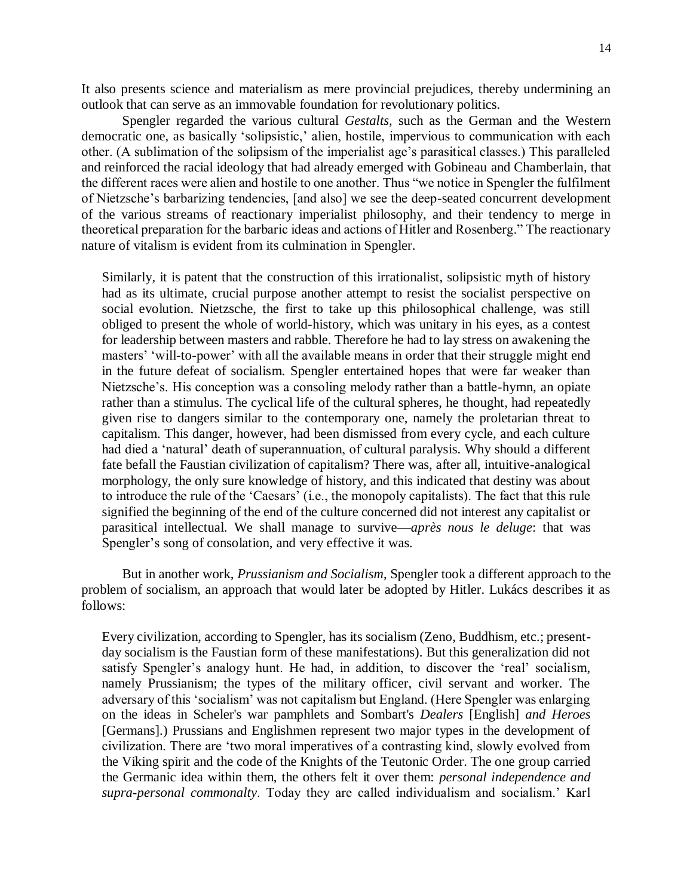It also presents science and materialism as mere provincial prejudices, thereby undermining an outlook that can serve as an immovable foundation for revolutionary politics.

Spengler regarded the various cultural *Gestalts*, such as the German and the Western democratic one, as basically 'solipsistic,' alien, hostile, impervious to communication with each other. (A sublimation of the solipsism of the imperialist age's parasitical classes.) This paralleled and reinforced the racial ideology that had already emerged with Gobineau and Chamberlain, that the different races were alien and hostile to one another. Thus "we notice in Spengler the fulfilment of Nietzsche's barbarizing tendencies, [and also] we see the deep-seated concurrent development of the various streams of reactionary imperialist philosophy, and their tendency to merge in theoretical preparation for the barbaric ideas and actions of Hitler and Rosenberg." The reactionary nature of vitalism is evident from its culmination in Spengler.

> Similarly, it is patent that the construction of this irrationalist, solipsistic myth of history had as its ultimate, crucial purpose another attempt to resist the socialist perspective on social evolution. Nietzsche, the first to take up this philosophical challenge, was still obliged to present the whole of world-history, which was unitary in his eyes, as a contest for leadership between masters and rabble. Therefore he had to lay stress on awakening the masters' 'will-to-power' with all the available means in order that their struggle might end in the future defeat of socialism. Spengler entertained hopes that were far weaker than Nietzsche's. His conception was a consoling melody rather than a battle-hymn, an opiate rather than a stimulus. The cyclical life of the cultural spheres, he thought, had repeatedly given rise to dangers similar to the contemporary one, namely the proletarian threat to capitalism. This danger, however, had been dismissed from every cycle, and each culture had died a 'natural' death of superannuation, of cultural paralysis. Why should a different fate befall the Faustian civilization of capitalism? There was, after all, intuitive-analogical morphology, the only sure knowledge of history, and this indicated that destiny was about to introduce the rule of the 'Caesars' (i.e., the monopoly capitalists). The fact that this rule signified the beginning of the end of the culture concerned did not interest any capitalist or parasitical intellectual. We shall manage to survive—*après nous le deluge*: that was Spengler's song of consolation, and very effective it was.

But in another work, *Prussianism and Socialism*, Spengler took a different approach to the problem of socialism, an approach that would later be adopted by Hitler. Lukács describes it as follows:

> Every civilization, according to Spengler, has its socialism (Zeno, Buddhism, etc.; present-day socialism is the Faustian form of these manifestations). But this generalization did not satisfy Spengler's analogy hunt. He had, in addition, to discover the 'real' socialism, namely Prussianism; the types of the military officer, civil servant and worker. The adversary of this 'socialism' was not capitalism but England. (Here Spengler was enlarging on the ideas in Scheler's war pamphlets and Sombart's *Dealers* [English] *and Heroes* [Germans].) Prussians and Englishmen represent two major types in the development of civilization. There are 'two moral imperatives of a contrasting kind, slowly evolved from the Viking spirit and the code of the Knights of the Teutonic Order. The one group carried the Germanic idea within them, the others felt it over them: *personal independence and supra-personal commonalty*. Today they are called individualism and socialism.' Karl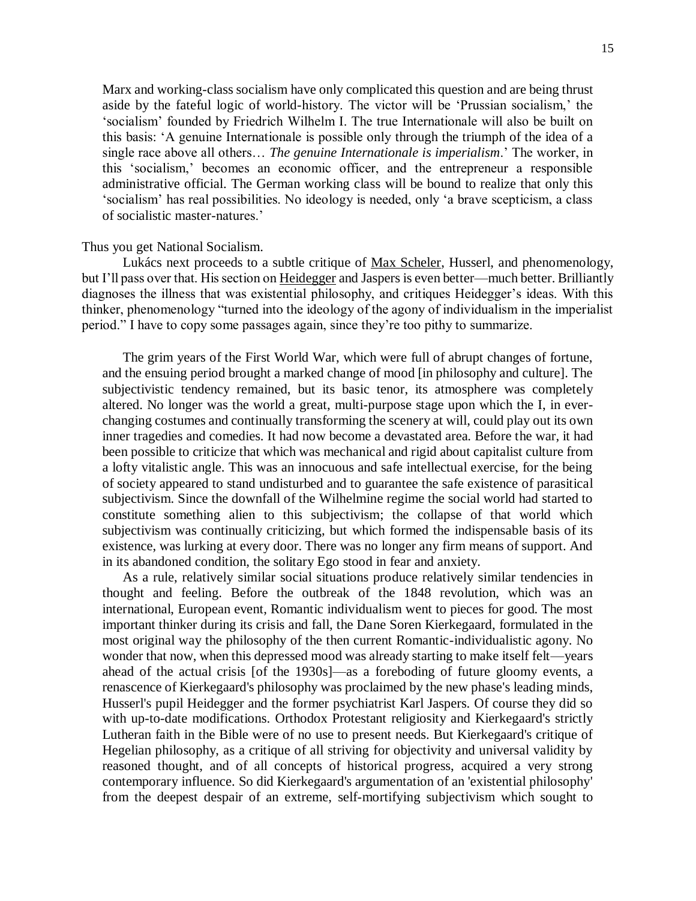> Marx and working-class socialism have only complicated this question and are being thrust aside by the fateful logic of world-history. The victor will be 'Prussian socialism,' the 'socialism' founded by Friedrich Wilhelm I. The true Internationale will also be built on this basis: 'A genuine Internationale is possible only through the triumph of the idea of a single race above all others… *The genuine Internationale is imperialism*.' The worker, in this 'socialism,' becomes an economic officer, and the entrepreneur a responsible administrative official. The German working class will be bound to realize that only this 'socialism' has real possibilities. No ideology is needed, only 'a brave scepticism, a class of socialistic master-natures.'

Thus you get National Socialism.

Lukács next proceeds to a subtle critique of Max Scheler, Husserl, and phenomenology, but I'll pass over that. His section on Heidegger and Jaspers is even better—much better. Brilliantly diagnoses the illness that was existential philosophy, and critiques Heidegger's ideas. With this thinker, phenomenology "turned into the ideology of the agony of individualism in the imperialist period." I have to copy some passages again, since they're too pithy to summarize.

> The grim years of the First World War, which were full of abrupt changes of fortune, and the ensuing period brought a marked change of mood [in philosophy and culture]. The subjectivistic tendency remained, but its basic tenor, its atmosphere was completely altered. No longer was the world a great, multi-purpose stage upon which the I, in ever-changing costumes and continually transforming the scenery at will, could play out its own inner tragedies and comedies. It had now become a devastated area. Before the war, it had been possible to criticize that which was mechanical and rigid about capitalist culture from a lofty vitalistic angle. This was an innocuous and safe intellectual exercise, for the being of society appeared to stand undisturbed and to guarantee the safe existence of parasitical subjectivism. Since the downfall of the Wilhelmine regime the social world had started to constitute something alien to this subjectivism; the collapse of that world which subjectivism was continually criticizing, but which formed the indispensable basis of its existence, was lurking at every door. There was no longer any firm means of support. And in its abandoned condition, the solitary Ego stood in fear and anxiety.
>
> As a rule, relatively similar social situations produce relatively similar tendencies in thought and feeling. Before the outbreak of the 1848 revolution, which was an international, European event, Romantic individualism went to pieces for good. The most important thinker during its crisis and fall, the Dane Soren Kierkegaard, formulated in the most original way the philosophy of the then current Romantic-individualistic agony. No wonder that now, when this depressed mood was already starting to make itself felt—years ahead of the actual crisis [of the 1930s]—as a foreboding of future gloomy events, a renascence of Kierkegaard's philosophy was proclaimed by the new phase's leading minds, Husserl's pupil Heidegger and the former psychiatrist Karl Jaspers. Of course they did so with up-to-date modifications. Orthodox Protestant religiosity and Kierkegaard's strictly Lutheran faith in the Bible were of no use to present needs. But Kierkegaard's critique of Hegelian philosophy, as a critique of all striving for objectivity and universal validity by reasoned thought, and of all concepts of historical progress, acquired a very strong contemporary influence. So did Kierkegaard's argumentation of an 'existential philosophy' from the deepest despair of an extreme, self-mortifying subjectivism which sought to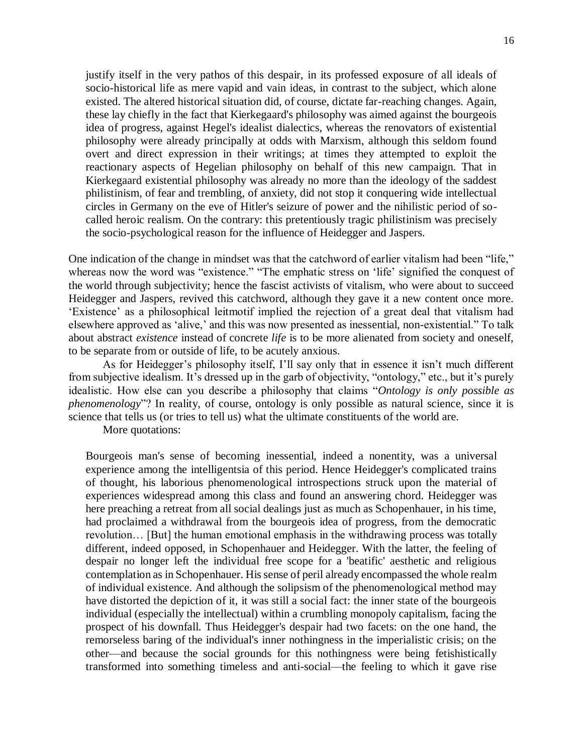> justify itself in the very pathos of this despair, in its professed exposure of all ideals of socio-historical life as mere vapid and vain ideas, in contrast to the subject, which alone existed. The altered historical situation did, of course, dictate far-reaching changes. Again, these lay chiefly in the fact that Kierkegaard's philosophy was aimed against the bourgeois idea of progress, against Hegel's idealist dialectics, whereas the renovators of existential philosophy were already principally at odds with Marxism, although this seldom found overt and direct expression in their writings; at times they attempted to exploit the reactionary aspects of Hegelian philosophy on behalf of this new campaign. That in Kierkegaard existential philosophy was already no more than the ideology of the saddest philistinism, of fear and trembling, of anxiety, did not stop it conquering wide intellectual circles in Germany on the eve of Hitler's seizure of power and the nihilistic period of so-called heroic realism. On the contrary: this pretentiously tragic philistinism was precisely the socio-psychological reason for the influence of Heidegger and Jaspers.

One indication of the change in mindset was that the catchword of earlier vitalism had been "life," whereas now the word was "existence." "The emphatic stress on 'life' signified the conquest of the world through subjectivity; hence the fascist activists of vitalism, who were about to succeed Heidegger and Jaspers, revived this catchword, although they gave it a new content once more. 'Existence' as a philosophical leitmotif implied the rejection of a great deal that vitalism had elsewhere approved as 'alive,' and this was now presented as inessential, non-existential." To talk about abstract *existence* instead of concrete *life* is to be more alienated from society and oneself, to be separate from or outside of life, to be acutely anxious.

As for Heidegger's philosophy itself, I'll say only that in essence it isn't much different from subjective idealism. It's dressed up in the garb of objectivity, "ontology," etc., but it's purely idealistic. How else can you describe a philosophy that claims "*Ontology is only possible as phenomenology*"? In reality, of course, ontology is only possible as natural science, since it is science that tells us (or tries to tell us) what the ultimate constituents of the world are.

More quotations:

> Bourgeois man's sense of becoming inessential, indeed a nonentity, was a universal experience among the intelligentsia of this period. Hence Heidegger's complicated trains of thought, his laborious phenomenological introspections struck upon the material of experiences widespread among this class and found an answering chord. Heidegger was here preaching a retreat from all social dealings just as much as Schopenhauer, in his time, had proclaimed a withdrawal from the bourgeois idea of progress, from the democratic revolution… [But] the human emotional emphasis in the withdrawing process was totally different, indeed opposed, in Schopenhauer and Heidegger. With the latter, the feeling of despair no longer left the individual free scope for a 'beatific' aesthetic and religious contemplation as in Schopenhauer. His sense of peril already encompassed the whole realm of individual existence. And although the solipsism of the phenomenological method may have distorted the depiction of it, it was still a social fact: the inner state of the bourgeois individual (especially the intellectual) within a crumbling monopoly capitalism, facing the prospect of his downfall. Thus Heidegger's despair had two facets: on the one hand, the remorseless baring of the individual's inner nothingness in the imperialistic crisis; on the other—and because the social grounds for this nothingness were being fetishistically transformed into something timeless and anti-social—the feeling to which it gave rise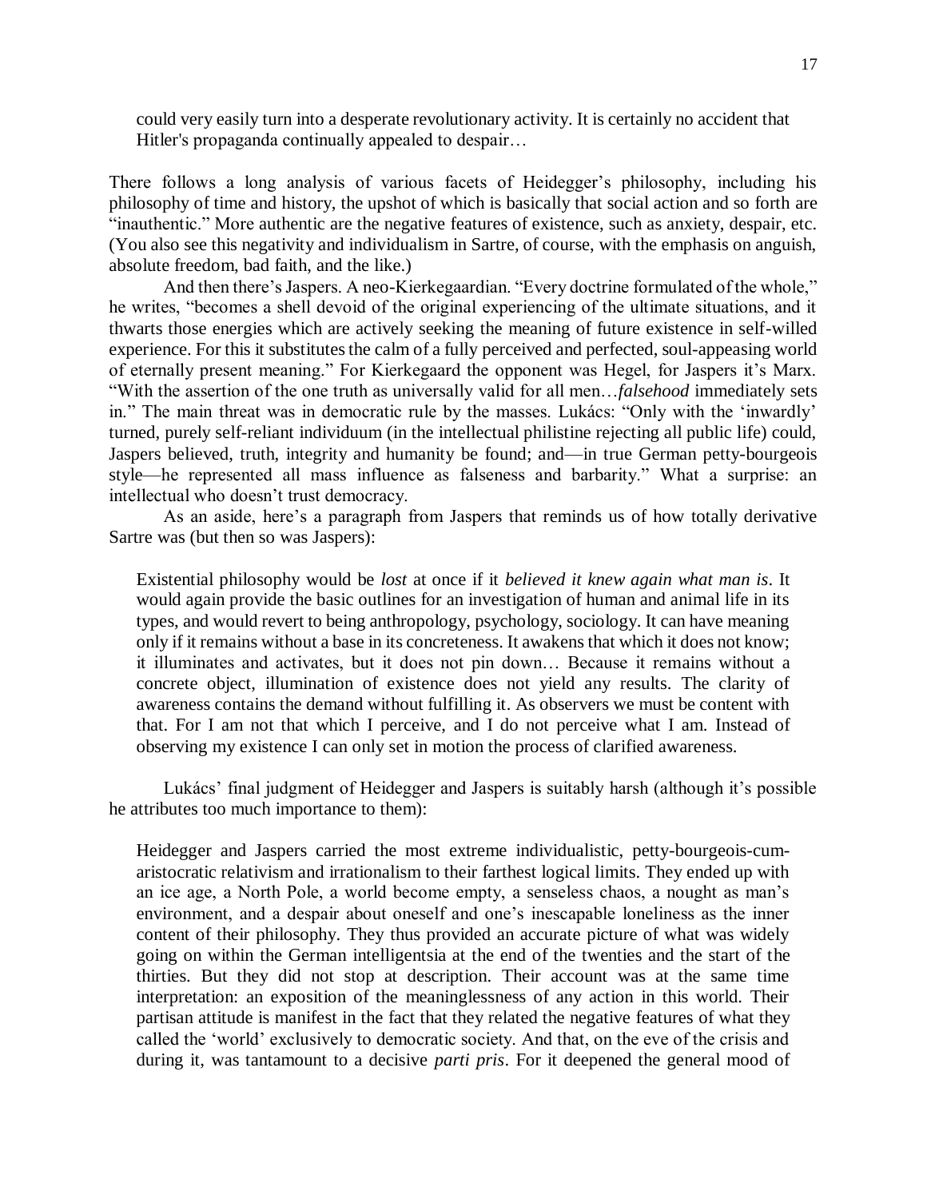> could very easily turn into a desperate revolutionary activity. It is certainly no accident that Hitler's propaganda continually appealed to despair…

There follows a long analysis of various facets of Heidegger's philosophy, including his philosophy of time and history, the upshot of which is basically that social action and so forth are "inauthentic." More authentic are the negative features of existence, such as anxiety, despair, etc. (You also see this negativity and individualism in Sartre, of course, with the emphasis on anguish, absolute freedom, bad faith, and the like.)

And then there's Jaspers. A neo-Kierkegaardian. "Every doctrine formulated of the whole," he writes, "becomes a shell devoid of the original experiencing of the ultimate situations, and it thwarts those energies which are actively seeking the meaning of future existence in self-willed experience. For this it substitutes the calm of a fully perceived and perfected, soul-appeasing world of eternally present meaning." For Kierkegaard the opponent was Hegel, for Jaspers it's Marx. "With the assertion of the one truth as universally valid for all men…*falsehood* immediately sets in." The main threat was in democratic rule by the masses. Lukács: "Only with the 'inwardly' turned, purely self-reliant individuum (in the intellectual philistine rejecting all public life) could, Jaspers believed, truth, integrity and humanity be found; and—in true German petty-bourgeois style—he represented all mass influence as falseness and barbarity." What a surprise: an intellectual who doesn't trust democracy.

As an aside, here's a paragraph from Jaspers that reminds us of how totally derivative Sartre was (but then so was Jaspers):

> Existential philosophy would be *lost* at once if it *believed it knew again what man is*. It would again provide the basic outlines for an investigation of human and animal life in its types, and would revert to being anthropology, psychology, sociology. It can have meaning only if it remains without a base in its concreteness. It awakens that which it does not know; it illuminates and activates, but it does not pin down… Because it remains without a concrete object, illumination of existence does not yield any results. The clarity of awareness contains the demand without fulfilling it. As observers we must be content with that. For I am not that which I perceive, and I do not perceive what I am. Instead of observing my existence I can only set in motion the process of clarified awareness.

Lukács' final judgment of Heidegger and Jaspers is suitably harsh (although it's possible he attributes too much importance to them):

> Heidegger and Jaspers carried the most extreme individualistic, petty-bourgeois-cum-aristocratic relativism and irrationalism to their farthest logical limits. They ended up with an ice age, a North Pole, a world become empty, a senseless chaos, a nought as man's environment, and a despair about oneself and one's inescapable loneliness as the inner content of their philosophy. They thus provided an accurate picture of what was widely going on within the German intelligentsia at the end of the twenties and the start of the thirties. But they did not stop at description. Their account was at the same time interpretation: an exposition of the meaninglessness of any action in this world. Their partisan attitude is manifest in the fact that they related the negative features of what they called the 'world' exclusively to democratic society. And that, on the eve of the crisis and during it, was tantamount to a decisive *parti pris*. For it deepened the general mood of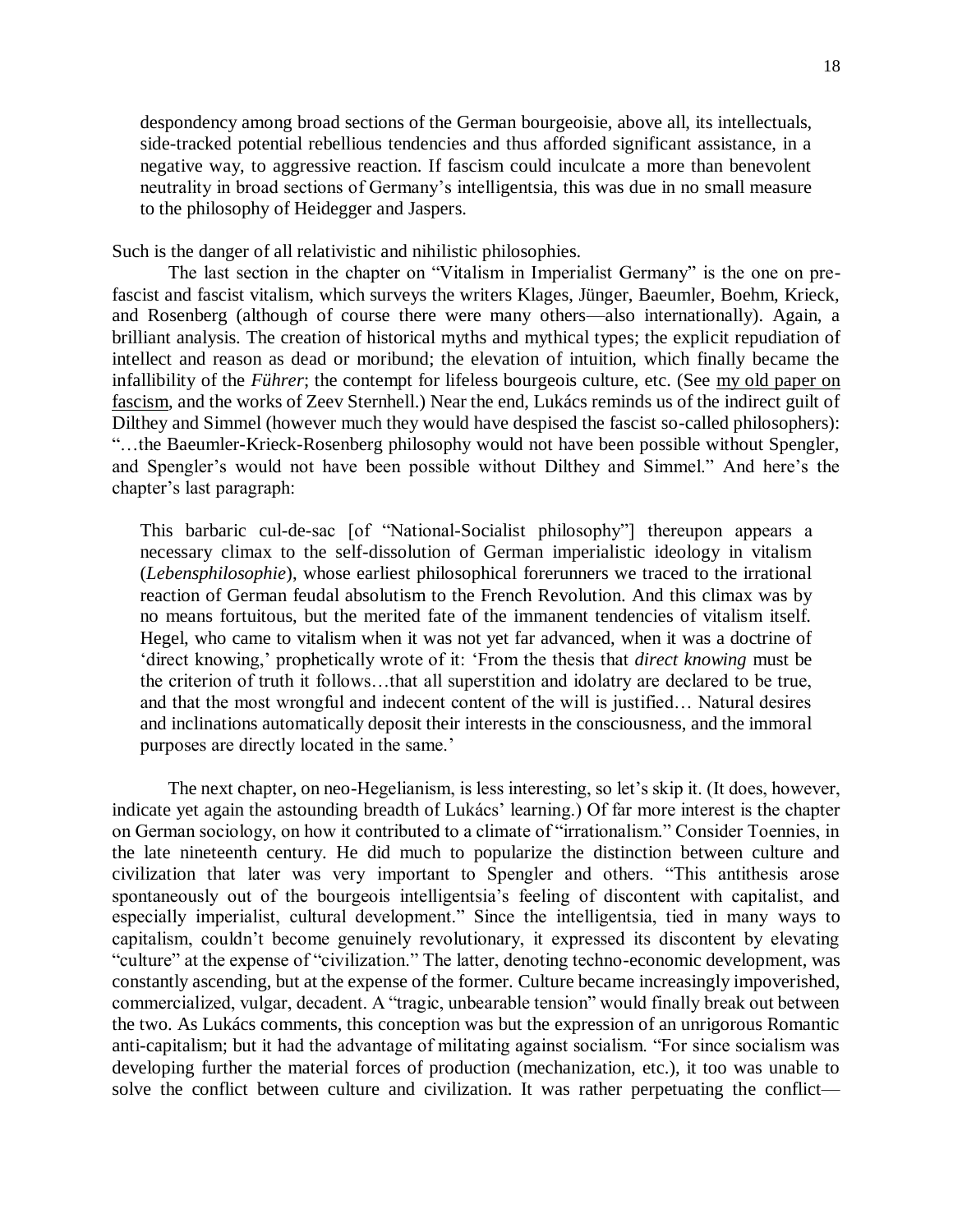> despondency among broad sections of the German bourgeoisie, above all, its intellectuals, side-tracked potential rebellious tendencies and thus afforded significant assistance, in a negative way, to aggressive reaction. If fascism could inculcate a more than benevolent neutrality in broad sections of Germany's intelligentsia, this was due in no small measure to the philosophy of Heidegger and Jaspers.

Such is the danger of all relativistic and nihilistic philosophies.

The last section in the chapter on "Vitalism in Imperialist Germany" is the one on pre-fascist and fascist vitalism, which surveys the writers Klages, Jünger, Baeumler, Boehm, Krieck, and Rosenberg (although of course there were many others—also internationally). Again, a brilliant analysis. The creation of historical myths and mythical types; the explicit repudiation of intellect and reason as dead or moribund; the elevation of intuition, which finally became the infallibility of the *Führer*; the contempt for lifeless bourgeois culture, etc. (See my old paper on fascism, and the works of Zeev Sternhell.) Near the end, Lukács reminds us of the indirect guilt of Dilthey and Simmel (however much they would have despised the fascist so-called philosophers): "…the Baeumler-Krieck-Rosenberg philosophy would not have been possible without Spengler, and Spengler's would not have been possible without Dilthey and Simmel." And here's the chapter's last paragraph:

> This barbaric cul-de-sac [of "National-Socialist philosophy"] thereupon appears a necessary climax to the self-dissolution of German imperialistic ideology in vitalism (*Lebensphilosophie*), whose earliest philosophical forerunners we traced to the irrational reaction of German feudal absolutism to the French Revolution. And this climax was by no means fortuitous, but the merited fate of the immanent tendencies of vitalism itself. Hegel, who came to vitalism when it was not yet far advanced, when it was a doctrine of 'direct knowing,' prophetically wrote of it: 'From the thesis that *direct knowing* must be the criterion of truth it follows…that all superstition and idolatry are declared to be true, and that the most wrongful and indecent content of the will is justified… Natural desires and inclinations automatically deposit their interests in the consciousness, and the immoral purposes are directly located in the same.'

The next chapter, on neo-Hegelianism, is less interesting, so let's skip it. (It does, however, indicate yet again the astounding breadth of Lukács' learning.) Of far more interest is the chapter on German sociology, on how it contributed to a climate of "irrationalism." Consider Toennies, in the late nineteenth century. He did much to popularize the distinction between culture and civilization that later was very important to Spengler and others. "This antithesis arose spontaneously out of the bourgeois intelligentsia's feeling of discontent with capitalist, and especially imperialist, cultural development." Since the intelligentsia, tied in many ways to capitalism, couldn't become genuinely revolutionary, it expressed its discontent by elevating "culture" at the expense of "civilization." The latter, denoting techno-economic development, was constantly ascending, but at the expense of the former. Culture became increasingly impoverished, commercialized, vulgar, decadent. A "tragic, unbearable tension" would finally break out between the two. As Lukács comments, this conception was but the expression of an unrigorous Romantic anti-capitalism; but it had the advantage of militating against socialism. "For since socialism was developing further the material forces of production (mechanization, etc.), it too was unable to solve the conflict between culture and civilization. It was rather perpetuating the conflict—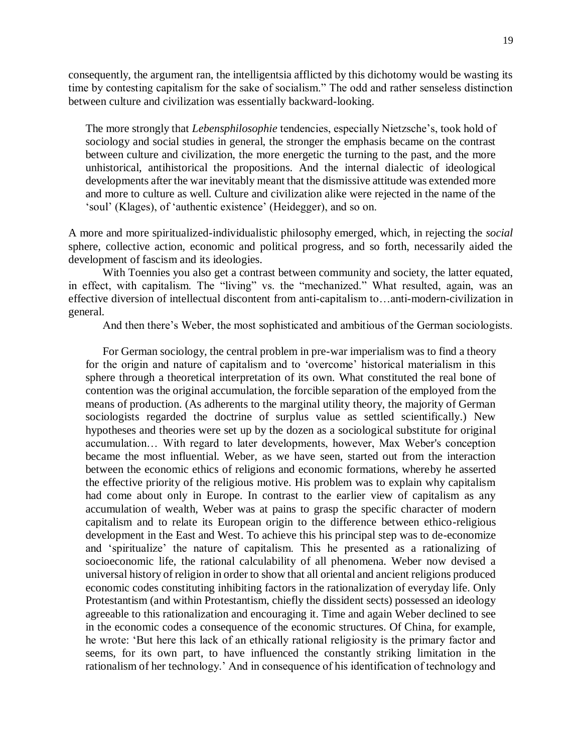consequently, the argument ran, the intelligentsia afflicted by this dichotomy would be wasting its time by contesting capitalism for the sake of socialism." The odd and rather senseless distinction between culture and civilization was essentially backward-looking.

> The more strongly that *Lebensphilosophie* tendencies, especially Nietzsche's, took hold of sociology and social studies in general, the stronger the emphasis became on the contrast between culture and civilization, the more energetic the turning to the past, and the more unhistorical, antihistorical the propositions. And the internal dialectic of ideological developments after the war inevitably meant that the dismissive attitude was extended more and more to culture as well. Culture and civilization alike were rejected in the name of the 'soul' (Klages), of 'authentic existence' (Heidegger), and so on.

A more and more spiritualized-individualistic philosophy emerged, which, in rejecting the *social* sphere, collective action, economic and political progress, and so forth, necessarily aided the development of fascism and its ideologies.

With Toennies you also get a contrast between community and society, the latter equated, in effect, with capitalism. The "living" vs. the "mechanized." What resulted, again, was an effective diversion of intellectual discontent from anti-capitalism to…anti-modern-civilization in general.

And then there's Weber, the most sophisticated and ambitious of the German sociologists.

> For German sociology, the central problem in pre-war imperialism was to find a theory for the origin and nature of capitalism and to 'overcome' historical materialism in this sphere through a theoretical interpretation of its own. What constituted the real bone of contention was the original accumulation, the forcible separation of the employed from the means of production. (As adherents to the marginal utility theory, the majority of German sociologists regarded the doctrine of surplus value as settled scientifically.) New hypotheses and theories were set up by the dozen as a sociological substitute for original accumulation… With regard to later developments, however, Max Weber's conception became the most influential. Weber, as we have seen, started out from the interaction between the economic ethics of religions and economic formations, whereby he asserted the effective priority of the religious motive. His problem was to explain why capitalism had come about only in Europe. In contrast to the earlier view of capitalism as any accumulation of wealth, Weber was at pains to grasp the specific character of modern capitalism and to relate its European origin to the difference between ethico-religious development in the East and West. To achieve this his principal step was to de-economize and 'spiritualize' the nature of capitalism. This he presented as a rationalizing of socioeconomic life, the rational calculability of all phenomena. Weber now devised a universal history of religion in order to show that all oriental and ancient religions produced economic codes constituting inhibiting factors in the rationalization of everyday life. Only Protestantism (and within Protestantism, chiefly the dissident sects) possessed an ideology agreeable to this rationalization and encouraging it. Time and again Weber declined to see in the economic codes a consequence of the economic structures. Of China, for example, he wrote: 'But here this lack of an ethically rational religiosity is the primary factor and seems, for its own part, to have influenced the constantly striking limitation in the rationalism of her technology.' And in consequence of his identification of technology and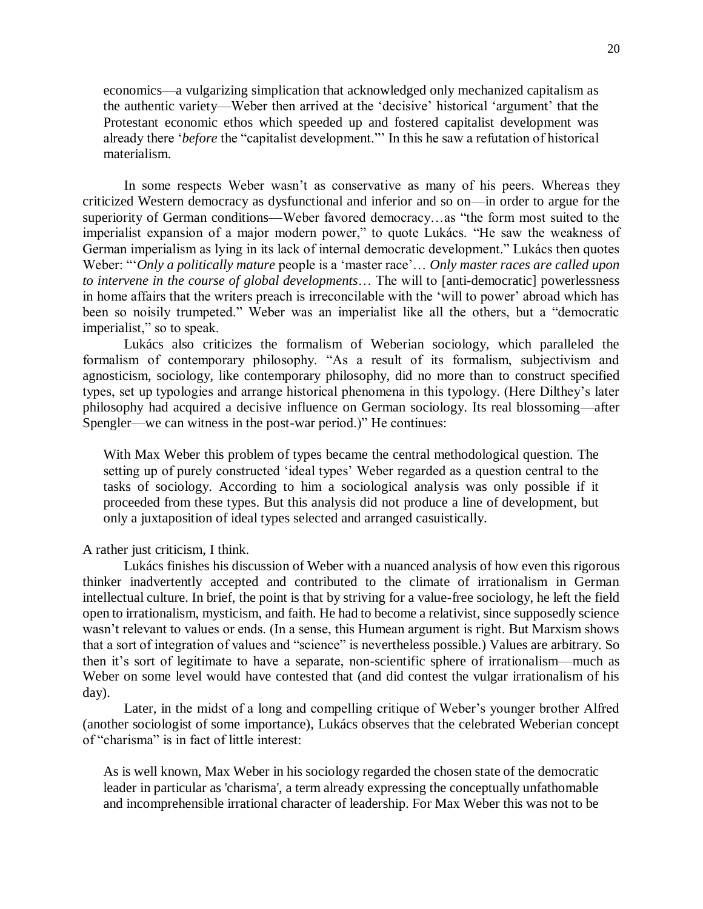economics—a vulgarizing simplication that acknowledged only mechanized capitalism as the authentic variety—Weber then arrived at the 'decisive' historical 'argument' that the Protestant economic ethos which speeded up and fostered capitalist development was already there '*before* the "capitalist development."' In this he saw a refutation of historical materialism.

In some respects Weber wasn't as conservative as many of his peers. Whereas they criticized Western democracy as dysfunctional and inferior and so on—in order to argue for the superiority of German conditions—Weber favored democracy…as "the form most suited to the imperialist expansion of a major modern power," to quote Lukács. "He saw the weakness of German imperialism as lying in its lack of internal democratic development." Lukács then quotes Weber: "'*Only a politically mature* people is a 'master race'… *Only master races are called upon to intervene in the course of global developments*… The will to [anti-democratic] powerlessness in home affairs that the writers preach is irreconcilable with the 'will to power' abroad which has been so noisily trumpeted." Weber was an imperialist like all the others, but a "democratic imperialist," so to speak.

Lukács also criticizes the formalism of Weberian sociology, which paralleled the formalism of contemporary philosophy. "As a result of its formalism, subjectivism and agnosticism, sociology, like contemporary philosophy, did no more than to construct specified types, set up typologies and arrange historical phenomena in this typology. (Here Dilthey's later philosophy had acquired a decisive influence on German sociology. Its real blossoming—after Spengler—we can witness in the post-war period.)" He continues:

> With Max Weber this problem of types became the central methodological question. The setting up of purely constructed 'ideal types' Weber regarded as a question central to the tasks of sociology. According to him a sociological analysis was only possible if it proceeded from these types. But this analysis did not produce a line of development, but only a juxtaposition of ideal types selected and arranged casuistically.

A rather just criticism, I think.

Lukács finishes his discussion of Weber with a nuanced analysis of how even this rigorous thinker inadvertently accepted and contributed to the climate of irrationalism in German intellectual culture. In brief, the point is that by striving for a value-free sociology, he left the field open to irrationalism, mysticism, and faith. He had to become a relativist, since supposedly science wasn't relevant to values or ends. (In a sense, this Humean argument is right. But Marxism shows that a sort of integration of values and "science" is nevertheless possible.) Values are arbitrary. So then it's sort of legitimate to have a separate, non-scientific sphere of irrationalism—much as Weber on some level would have contested that (and did contest the vulgar irrationalism of his day).

Later, in the midst of a long and compelling critique of Weber's younger brother Alfred (another sociologist of some importance), Lukács observes that the celebrated Weberian concept of "charisma" is in fact of little interest:

> As is well known, Max Weber in his sociology regarded the chosen state of the democratic leader in particular as 'charisma', a term already expressing the conceptually unfathomable and incomprehensible irrational character of leadership. For Max Weber this was not to be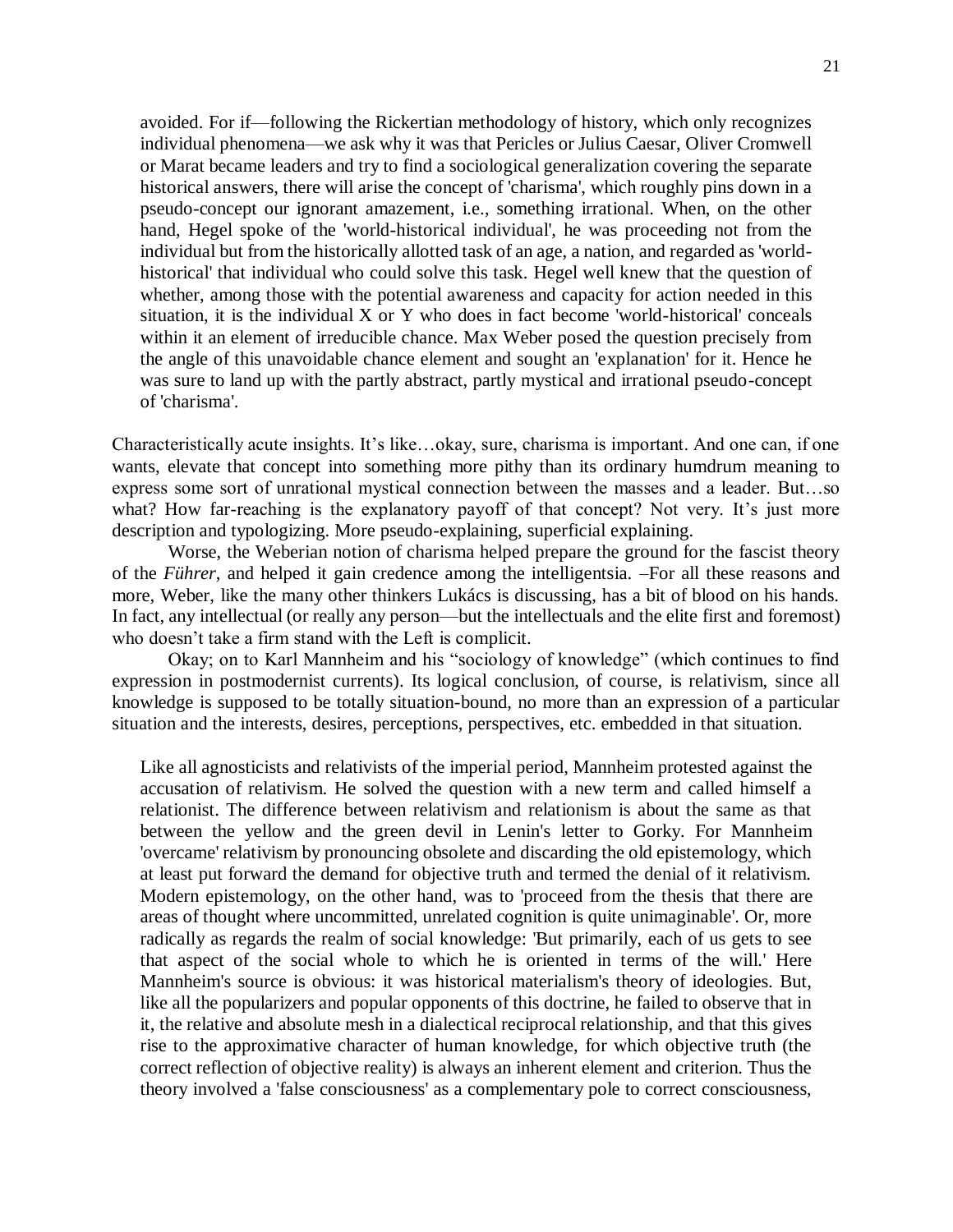> avoided. For if—following the Rickertian methodology of history, which only recognizes individual phenomena—we ask why it was that Pericles or Julius Caesar, Oliver Cromwell or Marat became leaders and try to find a sociological generalization covering the separate historical answers, there will arise the concept of 'charisma', which roughly pins down in a pseudo-concept our ignorant amazement, i.e., something irrational. When, on the other hand, Hegel spoke of the 'world-historical individual', he was proceeding not from the individual but from the historically allotted task of an age, a nation, and regarded as 'world-historical' that individual who could solve this task. Hegel well knew that the question of whether, among those with the potential awareness and capacity for action needed in this situation, it is the individual X or Y who does in fact become 'world-historical' conceals within it an element of irreducible chance. Max Weber posed the question precisely from the angle of this unavoidable chance element and sought an 'explanation' for it. Hence he was sure to land up with the partly abstract, partly mystical and irrational pseudo-concept of 'charisma'.

Characteristically acute insights. It's like…okay, sure, charisma is important. And one can, if one wants, elevate that concept into something more pithy than its ordinary humdrum meaning to express some sort of unrational mystical connection between the masses and a leader. But…so what? How far-reaching is the explanatory payoff of that concept? Not very. It's just more description and typologizing. More pseudo-explaining, superficial explaining.

Worse, the Weberian notion of charisma helped prepare the ground for the fascist theory of the *Führer*, and helped it gain credence among the intelligentsia. –For all these reasons and more, Weber, like the many other thinkers Lukács is discussing, has a bit of blood on his hands. In fact, any intellectual (or really any person—but the intellectuals and the elite first and foremost) who doesn't take a firm stand with the Left is complicit.

Okay; on to Karl Mannheim and his "sociology of knowledge" (which continues to find expression in postmodernist currents). Its logical conclusion, of course, is relativism, since all knowledge is supposed to be totally situation-bound, no more than an expression of a particular situation and the interests, desires, perceptions, perspectives, etc. embedded in that situation.

> Like all agnosticists and relativists of the imperial period, Mannheim protested against the accusation of relativism. He solved the question with a new term and called himself a relationist. The difference between relativism and relationism is about the same as that between the yellow and the green devil in Lenin's letter to Gorky. For Mannheim 'overcame' relativism by pronouncing obsolete and discarding the old epistemology, which at least put forward the demand for objective truth and termed the denial of it relativism. Modern epistemology, on the other hand, was to 'proceed from the thesis that there are areas of thought where uncommitted, unrelated cognition is quite unimaginable'. Or, more radically as regards the realm of social knowledge: 'But primarily, each of us gets to see that aspect of the social whole to which he is oriented in terms of the will.' Here Mannheim's source is obvious: it was historical materialism's theory of ideologies. But, like all the popularizers and popular opponents of this doctrine, he failed to observe that in it, the relative and absolute mesh in a dialectical reciprocal relationship, and that this gives rise to the approximative character of human knowledge, for which objective truth (the correct reflection of objective reality) is always an inherent element and criterion. Thus the theory involved a 'false consciousness' as a complementary pole to correct consciousness,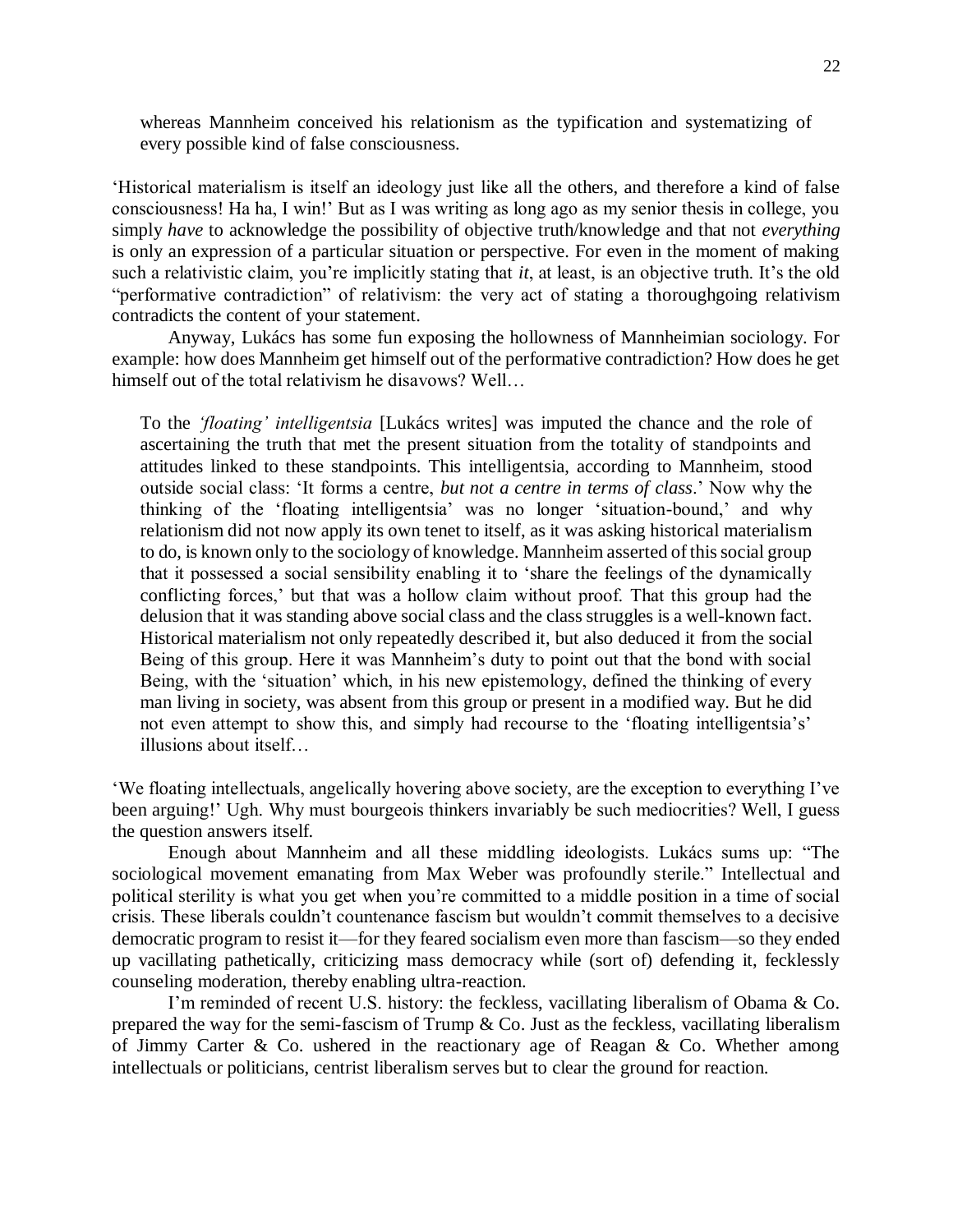> whereas Mannheim conceived his relationism as the typification and systematizing of every possible kind of false consciousness.

'Historical materialism is itself an ideology just like all the others, and therefore a kind of false consciousness! Ha ha, I win!' But as I was writing as long ago as my senior thesis in college, you simply *have* to acknowledge the possibility of objective truth/knowledge and that not *everything* is only an expression of a particular situation or perspective. For even in the moment of making such a relativistic claim, you're implicitly stating that *it*, at least, is an objective truth. It's the old "performative contradiction" of relativism: the very act of stating a thoroughgoing relativism contradicts the content of your statement.

Anyway, Lukács has some fun exposing the hollowness of Mannheimian sociology. For example: how does Mannheim get himself out of the performative contradiction? How does he get himself out of the total relativism he disavows? Well…

> To the *'floating' intelligentsia* [Lukács writes] was imputed the chance and the role of ascertaining the truth that met the present situation from the totality of standpoints and attitudes linked to these standpoints. This intelligentsia, according to Mannheim, stood outside social class: 'It forms a centre, *but not a centre in terms of class*.' Now why the thinking of the 'floating intelligentsia' was no longer 'situation-bound,' and why relationism did not now apply its own tenet to itself, as it was asking historical materialism to do, is known only to the sociology of knowledge. Mannheim asserted of this social group that it possessed a social sensibility enabling it to 'share the feelings of the dynamically conflicting forces,' but that was a hollow claim without proof. That this group had the delusion that it was standing above social class and the class struggles is a well-known fact. Historical materialism not only repeatedly described it, but also deduced it from the social Being of this group. Here it was Mannheim's duty to point out that the bond with social Being, with the 'situation' which, in his new epistemology, defined the thinking of every man living in society, was absent from this group or present in a modified way. But he did not even attempt to show this, and simply had recourse to the 'floating intelligentsia's' illusions about itself…

'We floating intellectuals, angelically hovering above society, are the exception to everything I've been arguing!' Ugh. Why must bourgeois thinkers invariably be such mediocrities? Well, I guess the question answers itself.

Enough about Mannheim and all these middling ideologists. Lukács sums up: "The sociological movement emanating from Max Weber was profoundly sterile." Intellectual and political sterility is what you get when you're committed to a middle position in a time of social crisis. These liberals couldn't countenance fascism but wouldn't commit themselves to a decisive democratic program to resist it—for they feared socialism even more than fascism—so they ended up vacillating pathetically, criticizing mass democracy while (sort of) defending it, fecklessly counseling moderation, thereby enabling ultra-reaction.

I'm reminded of recent U.S. history: the feckless, vacillating liberalism of Obama & Co. prepared the way for the semi-fascism of Trump & Co. Just as the feckless, vacillating liberalism of Jimmy Carter & Co. ushered in the reactionary age of Reagan & Co. Whether among intellectuals or politicians, centrist liberalism serves but to clear the ground for reaction.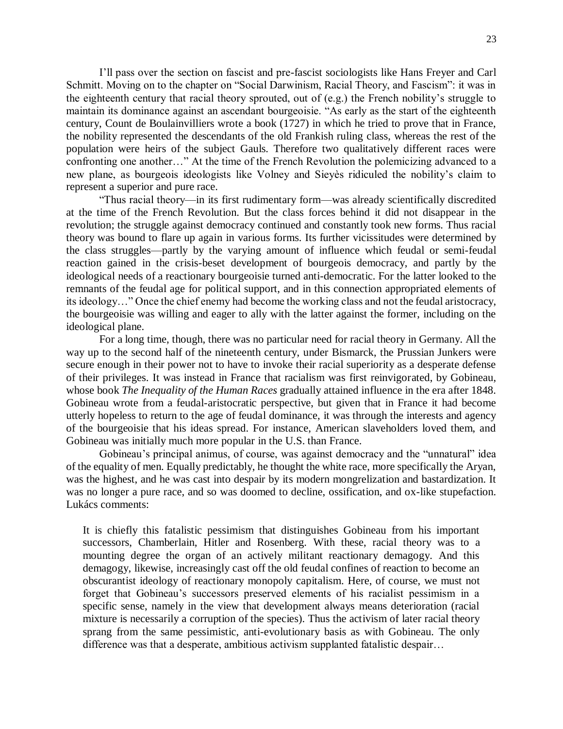I'll pass over the section on fascist and pre-fascist sociologists like Hans Freyer and Carl Schmitt. Moving on to the chapter on "Social Darwinism, Racial Theory, and Fascism": it was in the eighteenth century that racial theory sprouted, out of (e.g.) the French nobility's struggle to maintain its dominance against an ascendant bourgeoisie. "As early as the start of the eighteenth century, Count de Boulainvilliers wrote a book (1727) in which he tried to prove that in France, the nobility represented the descendants of the old Frankish ruling class, whereas the rest of the population were heirs of the subject Gauls. Therefore two qualitatively different races were confronting one another…" At the time of the French Revolution the polemicizing advanced to a new plane, as bourgeois ideologists like Volney and Sieyès ridiculed the nobility's claim to represent a superior and pure race.

"Thus racial theory—in its first rudimentary form—was already scientifically discredited at the time of the French Revolution. But the class forces behind it did not disappear in the revolution; the struggle against democracy continued and constantly took new forms. Thus racial theory was bound to flare up again in various forms. Its further vicissitudes were determined by the class struggles—partly by the varying amount of influence which feudal or semi-feudal reaction gained in the crisis-beset development of bourgeois democracy, and partly by the ideological needs of a reactionary bourgeoisie turned anti-democratic. For the latter looked to the remnants of the feudal age for political support, and in this connection appropriated elements of its ideology…" Once the chief enemy had become the working class and not the feudal aristocracy, the bourgeoisie was willing and eager to ally with the latter against the former, including on the ideological plane.

For a long time, though, there was no particular need for racial theory in Germany. All the way up to the second half of the nineteenth century, under Bismarck, the Prussian Junkers were secure enough in their power not to have to invoke their racial superiority as a desperate defense of their privileges. It was instead in France that racialism was first reinvigorated, by Gobineau, whose book *The Inequality of the Human Races* gradually attained influence in the era after 1848. Gobineau wrote from a feudal-aristocratic perspective, but given that in France it had become utterly hopeless to return to the age of feudal dominance, it was through the interests and agency of the bourgeoisie that his ideas spread. For instance, American slaveholders loved them, and Gobineau was initially much more popular in the U.S. than France.

Gobineau's principal animus, of course, was against democracy and the "unnatural" idea of the equality of men. Equally predictably, he thought the white race, more specifically the Aryan, was the highest, and he was cast into despair by its modern mongrelization and bastardization. It was no longer a pure race, and so was doomed to decline, ossification, and ox-like stupefaction. Lukács comments:

> It is chiefly this fatalistic pessimism that distinguishes Gobineau from his important successors, Chamberlain, Hitler and Rosenberg. With these, racial theory was to a mounting degree the organ of an actively militant reactionary demagogy. And this demagogy, likewise, increasingly cast off the old feudal confines of reaction to become an obscurantist ideology of reactionary monopoly capitalism. Here, of course, we must not forget that Gobineau's successors preserved elements of his racialist pessimism in a specific sense, namely in the view that development always means deterioration (racial mixture is necessarily a corruption of the species). Thus the activism of later racial theory sprang from the same pessimistic, anti-evolutionary basis as with Gobineau. The only difference was that a desperate, ambitious activism supplanted fatalistic despair…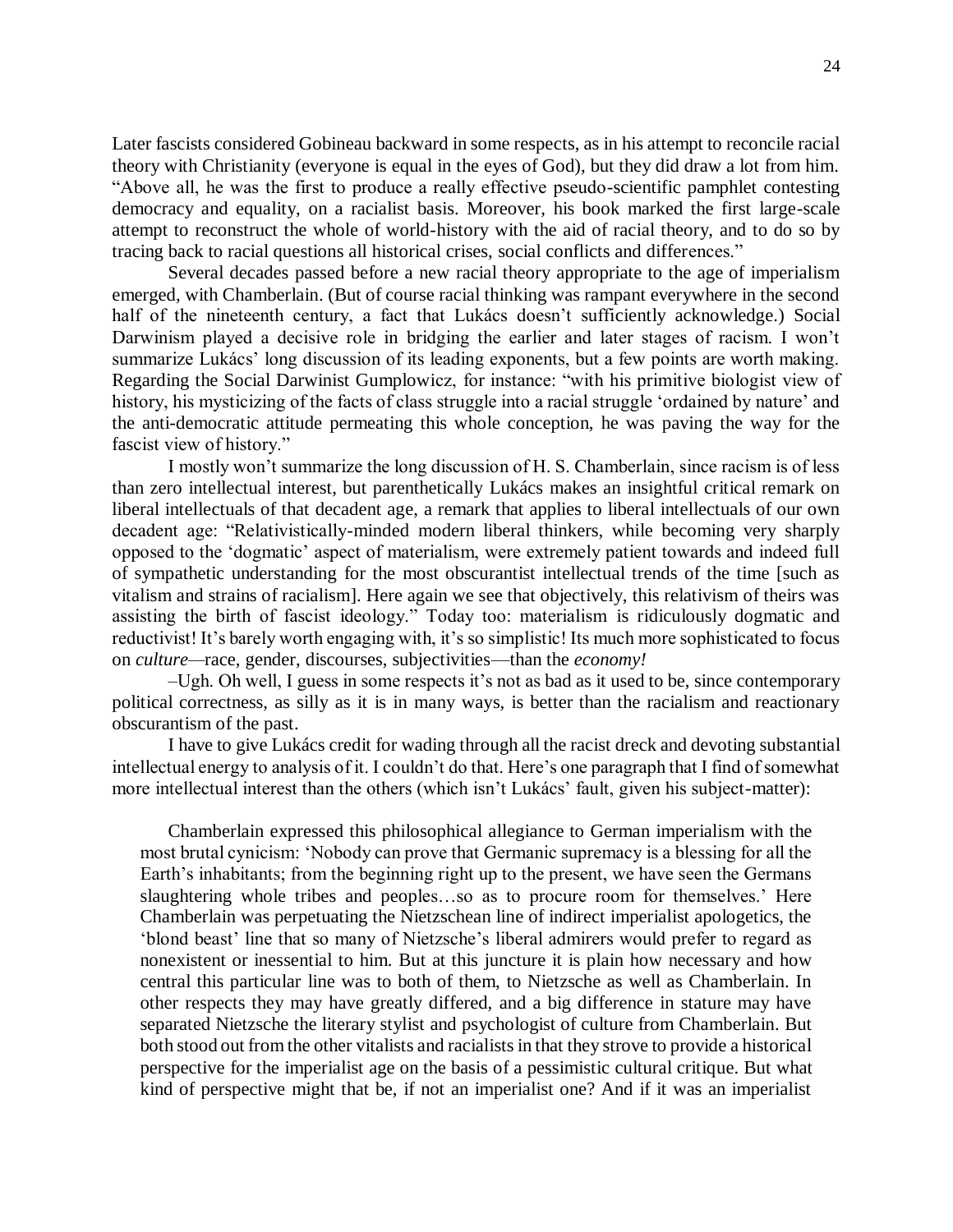Later fascists considered Gobineau backward in some respects, as in his attempt to reconcile racial theory with Christianity (everyone is equal in the eyes of God), but they did draw a lot from him. "Above all, he was the first to produce a really effective pseudo-scientific pamphlet contesting democracy and equality, on a racialist basis. Moreover, his book marked the first large-scale attempt to reconstruct the whole of world-history with the aid of racial theory, and to do so by tracing back to racial questions all historical crises, social conflicts and differences."

Several decades passed before a new racial theory appropriate to the age of imperialism emerged, with Chamberlain. (But of course racial thinking was rampant everywhere in the second half of the nineteenth century, a fact that Lukács doesn't sufficiently acknowledge.) Social Darwinism played a decisive role in bridging the earlier and later stages of racism. I won't summarize Lukács' long discussion of its leading exponents, but a few points are worth making. Regarding the Social Darwinist Gumplowicz, for instance: "with his primitive biologist view of history, his mysticizing of the facts of class struggle into a racial struggle 'ordained by nature' and the anti-democratic attitude permeating this whole conception, he was paving the way for the fascist view of history."

I mostly won't summarize the long discussion of H. S. Chamberlain, since racism is of less than zero intellectual interest, but parenthetically Lukács makes an insightful critical remark on liberal intellectuals of that decadent age, a remark that applies to liberal intellectuals of our own decadent age: "Relativistically-minded modern liberal thinkers, while becoming very sharply opposed to the 'dogmatic' aspect of materialism, were extremely patient towards and indeed full of sympathetic understanding for the most obscurantist intellectual trends of the time [such as vitalism and strains of racialism]. Here again we see that objectively, this relativism of theirs was assisting the birth of fascist ideology." Today too: materialism is ridiculously dogmatic and reductivist! It's barely worth engaging with, it's so simplistic! Its much more sophisticated to focus on *culture*—race, gender, discourses, subjectivities—than the *economy!*

–Ugh. Oh well, I guess in some respects it's not as bad as it used to be, since contemporary political correctness, as silly as it is in many ways, is better than the racialism and reactionary obscurantism of the past.

I have to give Lukács credit for wading through all the racist dreck and devoting substantial intellectual energy to analysis of it. I couldn't do that. Here's one paragraph that I find of somewhat more intellectual interest than the others (which isn't Lukács' fault, given his subject-matter):

> Chamberlain expressed this philosophical allegiance to German imperialism with the most brutal cynicism: 'Nobody can prove that Germanic supremacy is a blessing for all the Earth's inhabitants; from the beginning right up to the present, we have seen the Germans slaughtering whole tribes and peoples…so as to procure room for themselves.' Here Chamberlain was perpetuating the Nietzschean line of indirect imperialist apologetics, the 'blond beast' line that so many of Nietzsche's liberal admirers would prefer to regard as nonexistent or inessential to him. But at this juncture it is plain how necessary and how central this particular line was to both of them, to Nietzsche as well as Chamberlain. In other respects they may have greatly differed, and a big difference in stature may have separated Nietzsche the literary stylist and psychologist of culture from Chamberlain. But both stood out from the other vitalists and racialists in that they strove to provide a historical perspective for the imperialist age on the basis of a pessimistic cultural critique. But what kind of perspective might that be, if not an imperialist one? And if it was an imperialist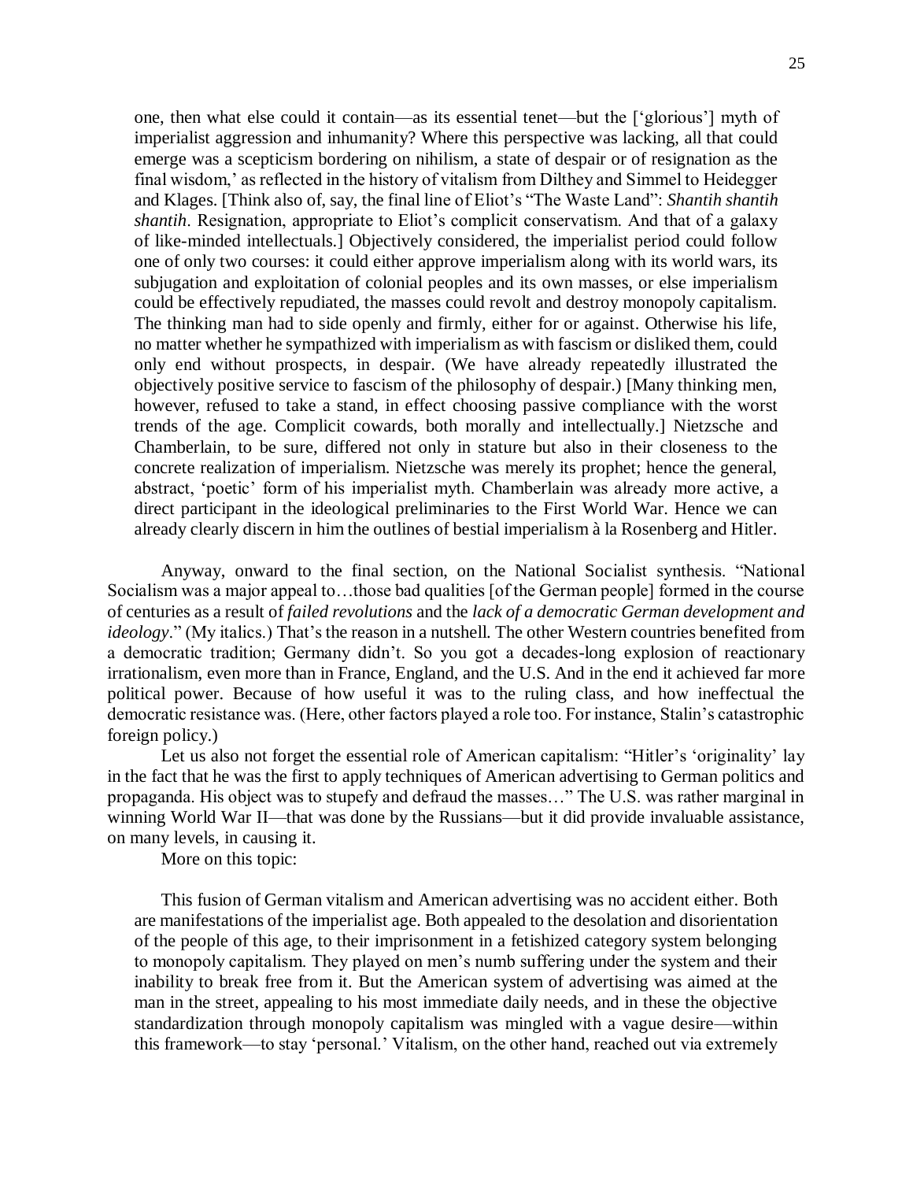> one, then what else could it contain—as its essential tenet—but the ['glorious'] myth of imperialist aggression and inhumanity? Where this perspective was lacking, all that could emerge was a scepticism bordering on nihilism, a state of despair or of resignation as the final wisdom,' as reflected in the history of vitalism from Dilthey and Simmel to Heidegger and Klages. [Think also of, say, the final line of Eliot's "The Waste Land": *Shantih shantih shantih*. Resignation, appropriate to Eliot's complicit conservatism. And that of a galaxy of like-minded intellectuals.] Objectively considered, the imperialist period could follow one of only two courses: it could either approve imperialism along with its world wars, its subjugation and exploitation of colonial peoples and its own masses, or else imperialism could be effectively repudiated, the masses could revolt and destroy monopoly capitalism. The thinking man had to side openly and firmly, either for or against. Otherwise his life, no matter whether he sympathized with imperialism as with fascism or disliked them, could only end without prospects, in despair. (We have already repeatedly illustrated the objectively positive service to fascism of the philosophy of despair.) [Many thinking men, however, refused to take a stand, in effect choosing passive compliance with the worst trends of the age. Complicit cowards, both morally and intellectually.] Nietzsche and Chamberlain, to be sure, differed not only in stature but also in their closeness to the concrete realization of imperialism. Nietzsche was merely its prophet; hence the general, abstract, 'poetic' form of his imperialist myth. Chamberlain was already more active, a direct participant in the ideological preliminaries to the First World War. Hence we can already clearly discern in him the outlines of bestial imperialism à la Rosenberg and Hitler.

Anyway, onward to the final section, on the National Socialist synthesis. "National Socialism was a major appeal to…those bad qualities [of the German people] formed in the course of centuries as a result of *failed revolutions* and the *lack of a democratic German development and ideology*." (My italics.) That's the reason in a nutshell. The other Western countries benefited from a democratic tradition; Germany didn't. So you got a decades-long explosion of reactionary irrationalism, even more than in France, England, and the U.S. And in the end it achieved far more political power. Because of how useful it was to the ruling class, and how ineffectual the democratic resistance was. (Here, other factors played a role too. For instance, Stalin's catastrophic foreign policy.)

Let us also not forget the essential role of American capitalism: "Hitler's 'originality' lay in the fact that he was the first to apply techniques of American advertising to German politics and propaganda. His object was to stupefy and defraud the masses…" The U.S. was rather marginal in winning World War II—that was done by the Russians—but it did provide invaluable assistance, on many levels, in causing it.

More on this topic:

> This fusion of German vitalism and American advertising was no accident either. Both are manifestations of the imperialist age. Both appealed to the desolation and disorientation of the people of this age, to their imprisonment in a fetishized category system belonging to monopoly capitalism. They played on men's numb suffering under the system and their inability to break free from it. But the American system of advertising was aimed at the man in the street, appealing to his most immediate daily needs, and in these the objective standardization through monopoly capitalism was mingled with a vague desire—within this framework—to stay 'personal.' Vitalism, on the other hand, reached out via extremely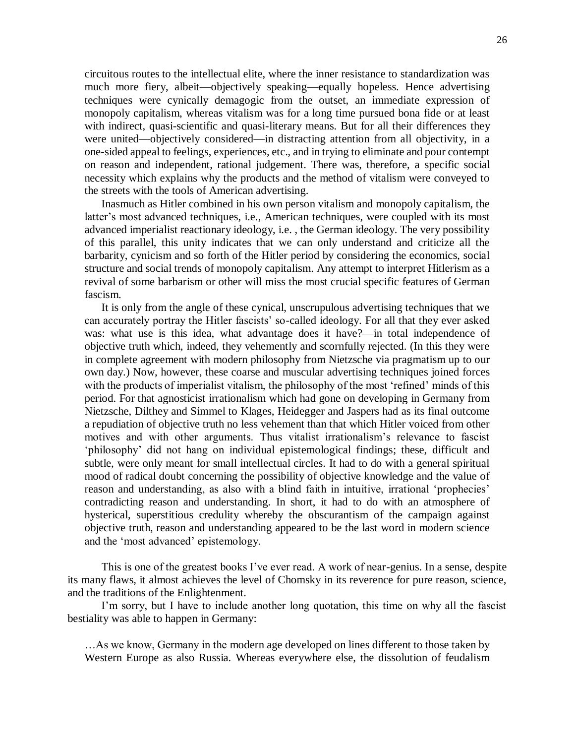> circuitous routes to the intellectual elite, where the inner resistance to standardization was much more fiery, albeit—objectively speaking—equally hopeless. Hence advertising techniques were cynically demagogic from the outset, an immediate expression of monopoly capitalism, whereas vitalism was for a long time pursued bona fide or at least with indirect, quasi-scientific and quasi-literary means. But for all their differences they were united—objectively considered—in distracting attention from all objectivity, in a one-sided appeal to feelings, experiences, etc., and in trying to eliminate and pour contempt on reason and independent, rational judgement. There was, therefore, a specific social necessity which explains why the products and the method of vitalism were conveyed to the streets with the tools of American advertising.
>
> Inasmuch as Hitler combined in his own person vitalism and monopoly capitalism, the latter's most advanced techniques, i.e., American techniques, were coupled with its most advanced imperialist reactionary ideology, i.e. , the German ideology. The very possibility of this parallel, this unity indicates that we can only understand and criticize all the barbarity, cynicism and so forth of the Hitler period by considering the economics, social structure and social trends of monopoly capitalism. Any attempt to interpret Hitlerism as a revival of some barbarism or other will miss the most crucial specific features of German fascism.
>
> It is only from the angle of these cynical, unscrupulous advertising techniques that we can accurately portray the Hitler fascists' so-called ideology. For all that they ever asked was: what use is this idea, what advantage does it have?—in total independence of objective truth which, indeed, they vehemently and scornfully rejected. (In this they were in complete agreement with modern philosophy from Nietzsche via pragmatism up to our own day.) Now, however, these coarse and muscular advertising techniques joined forces with the products of imperialist vitalism, the philosophy of the most 'refined' minds of this period. For that agnosticist irrationalism which had gone on developing in Germany from Nietzsche, Dilthey and Simmel to Klages, Heidegger and Jaspers had as its final outcome a repudiation of objective truth no less vehement than that which Hitler voiced from other motives and with other arguments. Thus vitalist irrationalism's relevance to fascist 'philosophy' did not hang on individual epistemological findings; these, difficult and subtle, were only meant for small intellectual circles. It had to do with a general spiritual mood of radical doubt concerning the possibility of objective knowledge and the value of reason and understanding, as also with a blind faith in intuitive, irrational 'prophecies' contradicting reason and understanding. In short, it had to do with an atmosphere of hysterical, superstitious credulity whereby the obscurantism of the campaign against objective truth, reason and understanding appeared to be the last word in modern science and the 'most advanced' epistemology.

This is one of the greatest books I've ever read. A work of near-genius. In a sense, despite its many flaws, it almost achieves the level of Chomsky in its reverence for pure reason, science, and the traditions of the Enlightenment.

I'm sorry, but I have to include another long quotation, this time on why all the fascist bestiality was able to happen in Germany:

> …As we know, Germany in the modern age developed on lines different to those taken by Western Europe as also Russia. Whereas everywhere else, the dissolution of feudalism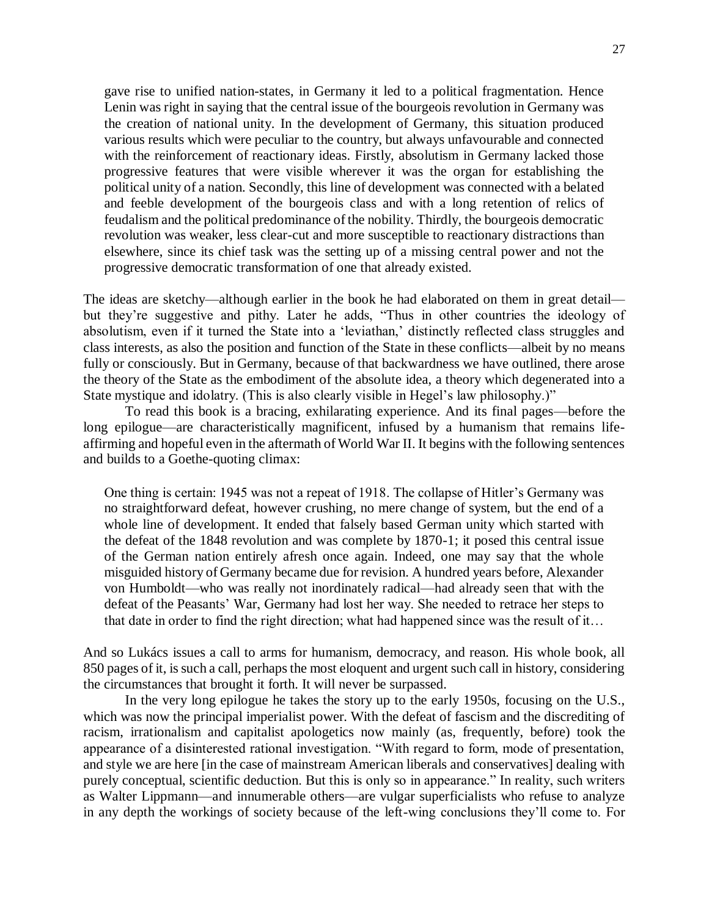> gave rise to unified nation-states, in Germany it led to a political fragmentation. Hence Lenin was right in saying that the central issue of the bourgeois revolution in Germany was the creation of national unity. In the development of Germany, this situation produced various results which were peculiar to the country, but always unfavourable and connected with the reinforcement of reactionary ideas. Firstly, absolutism in Germany lacked those progressive features that were visible wherever it was the organ for establishing the political unity of a nation. Secondly, this line of development was connected with a belated and feeble development of the bourgeois class and with a long retention of relics of feudalism and the political predominance of the nobility. Thirdly, the bourgeois democratic revolution was weaker, less clear-cut and more susceptible to reactionary distractions than elsewhere, since its chief task was the setting up of a missing central power and not the progressive democratic transformation of one that already existed.

The ideas are sketchy—although earlier in the book he had elaborated on them in great detail—but they're suggestive and pithy. Later he adds, "Thus in other countries the ideology of absolutism, even if it turned the State into a 'leviathan,' distinctly reflected class struggles and class interests, as also the position and function of the State in these conflicts—albeit by no means fully or consciously. But in Germany, because of that backwardness we have outlined, there arose the theory of the State as the embodiment of the absolute idea, a theory which degenerated into a State mystique and idolatry. (This is also clearly visible in Hegel's law philosophy.)"

To read this book is a bracing, exhilarating experience. And its final pages—before the long epilogue—are characteristically magnificent, infused by a humanism that remains life-affirming and hopeful even in the aftermath of World War II. It begins with the following sentences and builds to a Goethe-quoting climax:

> One thing is certain: 1945 was not a repeat of 1918. The collapse of Hitler's Germany was no straightforward defeat, however crushing, no mere change of system, but the end of a whole line of development. It ended that falsely based German unity which started with the defeat of the 1848 revolution and was complete by 1870-1; it posed this central issue of the German nation entirely afresh once again. Indeed, one may say that the whole misguided history of Germany became due for revision. A hundred years before, Alexander von Humboldt—who was really not inordinately radical—had already seen that with the defeat of the Peasants' War, Germany had lost her way. She needed to retrace her steps to that date in order to find the right direction; what had happened since was the result of it…

And so Lukács issues a call to arms for humanism, democracy, and reason. His whole book, all 850 pages of it, is such a call, perhaps the most eloquent and urgent such call in history, considering the circumstances that brought it forth. It will never be surpassed.

In the very long epilogue he takes the story up to the early 1950s, focusing on the U.S., which was now the principal imperialist power. With the defeat of fascism and the discrediting of racism, irrationalism and capitalist apologetics now mainly (as, frequently, before) took the appearance of a disinterested rational investigation. "With regard to form, mode of presentation, and style we are here [in the case of mainstream American liberals and conservatives] dealing with purely conceptual, scientific deduction. But this is only so in appearance." In reality, such writers as Walter Lippmann—and innumerable others—are vulgar superficialists who refuse to analyze in any depth the workings of society because of the left-wing conclusions they'll come to. For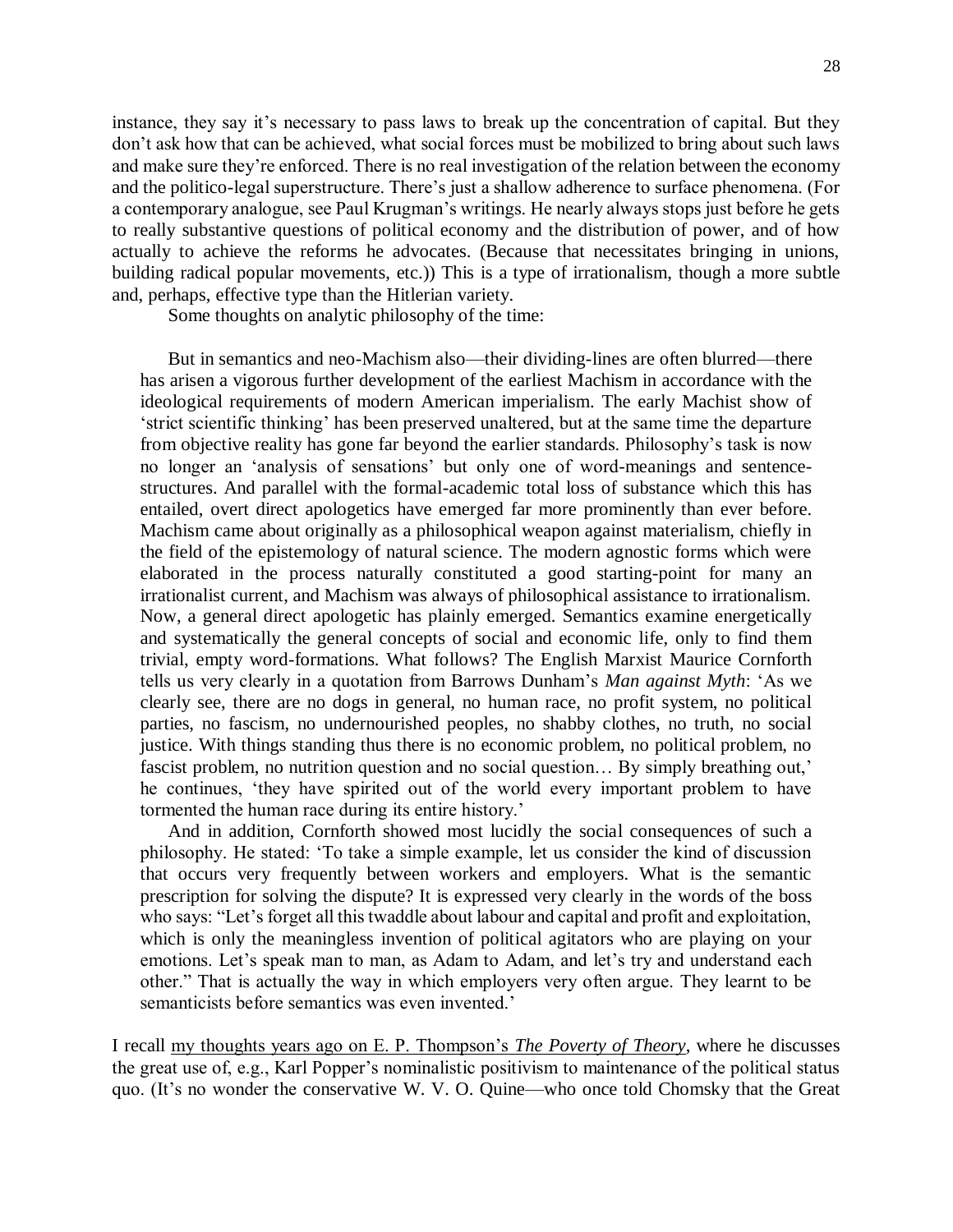instance, they say it's necessary to pass laws to break up the concentration of capital. But they don't ask how that can be achieved, what social forces must be mobilized to bring about such laws and make sure they're enforced. There is no real investigation of the relation between the economy and the politico-legal superstructure. There's just a shallow adherence to surface phenomena. (For a contemporary analogue, see Paul Krugman's writings. He nearly always stops just before he gets to really substantive questions of political economy and the distribution of power, and of how actually to achieve the reforms he advocates. (Because that necessitates bringing in unions, building radical popular movements, etc.)) This is a type of irrationalism, though a more subtle and, perhaps, effective type than the Hitlerian variety.

Some thoughts on analytic philosophy of the time:

> But in semantics and neo-Machism also—their dividing-lines are often blurred—there has arisen a vigorous further development of the earliest Machism in accordance with the ideological requirements of modern American imperialism. The early Machist show of 'strict scientific thinking' has been preserved unaltered, but at the same time the departure from objective reality has gone far beyond the earlier standards. Philosophy's task is now no longer an 'analysis of sensations' but only one of word-meanings and sentence-structures. And parallel with the formal-academic total loss of substance which this has entailed, overt direct apologetics have emerged far more prominently than ever before. Machism came about originally as a philosophical weapon against materialism, chiefly in the field of the epistemology of natural science. The modern agnostic forms which were elaborated in the process naturally constituted a good starting-point for many an irrationalist current, and Machism was always of philosophical assistance to irrationalism. Now, a general direct apologetic has plainly emerged. Semantics examine energetically and systematically the general concepts of social and economic life, only to find them trivial, empty word-formations. What follows? The English Marxist Maurice Cornforth tells us very clearly in a quotation from Barrows Dunham's *Man against Myth*: 'As we clearly see, there are no dogs in general, no human race, no profit system, no political parties, no fascism, no undernourished peoples, no shabby clothes, no truth, no social justice. With things standing thus there is no economic problem, no political problem, no fascist problem, no nutrition question and no social question… By simply breathing out,' he continues, 'they have spirited out of the world every important problem to have tormented the human race during its entire history.'
>
> And in addition, Cornforth showed most lucidly the social consequences of such a philosophy. He stated: 'To take a simple example, let us consider the kind of discussion that occurs very frequently between workers and employers. What is the semantic prescription for solving the dispute? It is expressed very clearly in the words of the boss who says: "Let's forget all this twaddle about labour and capital and profit and exploitation, which is only the meaningless invention of political agitators who are playing on your emotions. Let's speak man to man, as Adam to Adam, and let's try and understand each other." That is actually the way in which employers very often argue. They learnt to be semanticists before semantics was even invented.'

I recall my thoughts years ago on E. P. Thompson's *The Poverty of Theory*, where he discusses the great use of, e.g., Karl Popper's nominalistic positivism to maintenance of the political status quo. (It's no wonder the conservative W. V. O. Quine—who once told Chomsky that the Great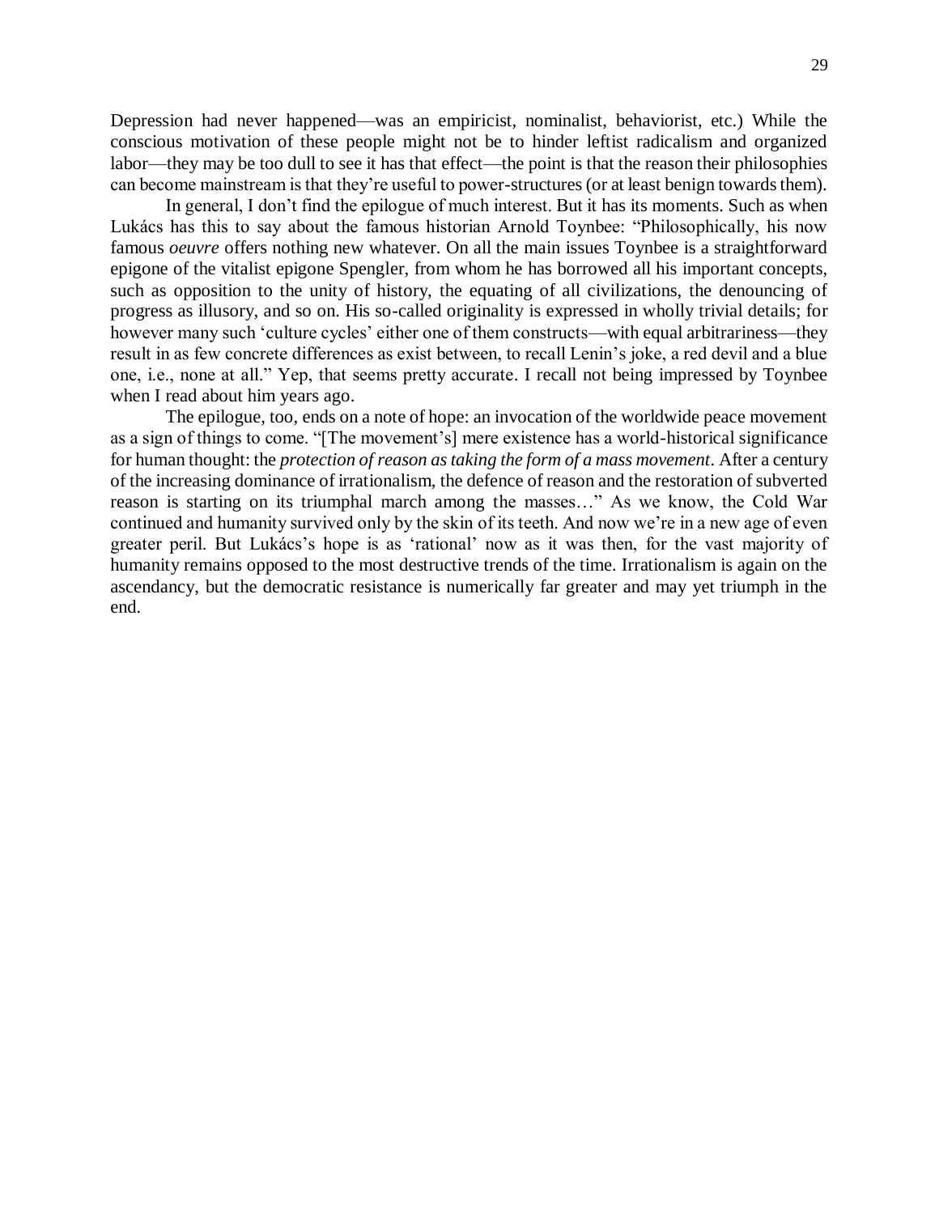Depression had never happened—was an empiricist, nominalist, behaviorist, etc.) While the conscious motivation of these people might not be to hinder leftist radicalism and organized labor—they may be too dull to see it has that effect—the point is that the reason their philosophies can become mainstream is that they're useful to power-structures (or at least benign towards them).

In general, I don't find the epilogue of much interest. But it has its moments. Such as when Lukács has this to say about the famous historian Arnold Toynbee: "Philosophically, his now famous *oeuvre* offers nothing new whatever. On all the main issues Toynbee is a straightforward epigone of the vitalist epigone Spengler, from whom he has borrowed all his important concepts, such as opposition to the unity of history, the equating of all civilizations, the denouncing of progress as illusory, and so on. His so-called originality is expressed in wholly trivial details; for however many such 'culture cycles' either one of them constructs—with equal arbitrariness—they result in as few concrete differences as exist between, to recall Lenin's joke, a red devil and a blue one, i.e., none at all." Yep, that seems pretty accurate. I recall not being impressed by Toynbee when I read about him years ago.

The epilogue, too, ends on a note of hope: an invocation of the worldwide peace movement as a sign of things to come. "[The movement's] mere existence has a world-historical significance for human thought: the *protection of reason as taking the form of a mass movement*. After a century of the increasing dominance of irrationalism, the defence of reason and the restoration of subverted reason is starting on its triumphal march among the masses…" As we know, the Cold War continued and humanity survived only by the skin of its teeth. And now we're in a new age of even greater peril. But Lukács's hope is as 'rational' now as it was then, for the vast majority of humanity remains opposed to the most destructive trends of the time. Irrationalism is again on the ascendancy, but the democratic resistance is numerically far greater and may yet triumph in the end.